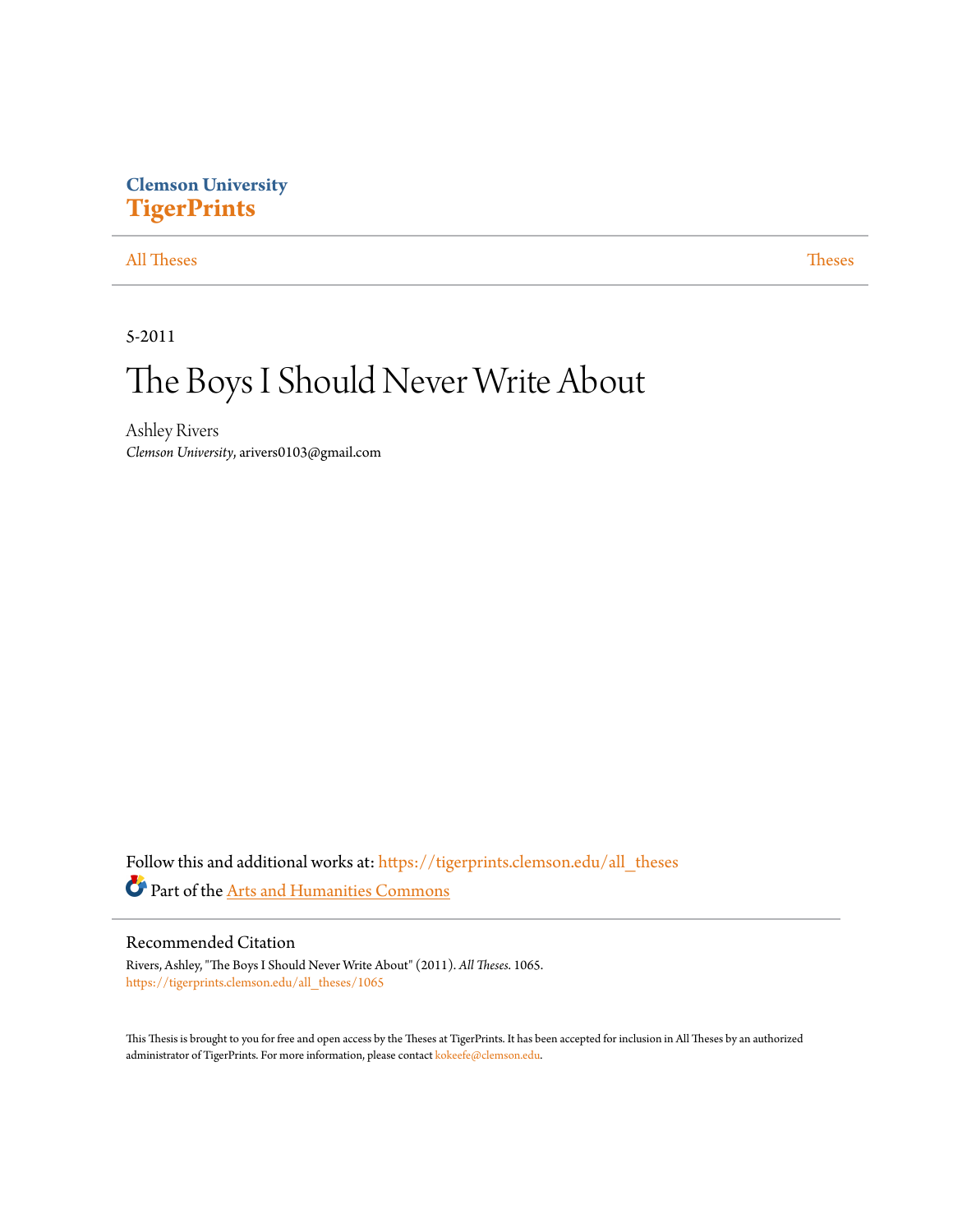Clemson University
**TigerPrints**

All Theses | Theses

5-2011

# The Boys I Should Never Write About

Ashley Rivers
*Clemson University*, arivers0103@gmail.com

Follow this and additional works at: https://tigerprints.clemson.edu/all_theses

Part of the Arts and Humanities Commons

## Recommended Citation

Rivers, Ashley, "The Boys I Should Never Write About" (2011). *All Theses*. 1065.
https://tigerprints.clemson.edu/all_theses/1065

This Thesis is brought to you for free and open access by the Theses at TigerPrints. It has been accepted for inclusion in All Theses by an authorized administrator of TigerPrints. For more information, please contact kokeefe@clemson.edu.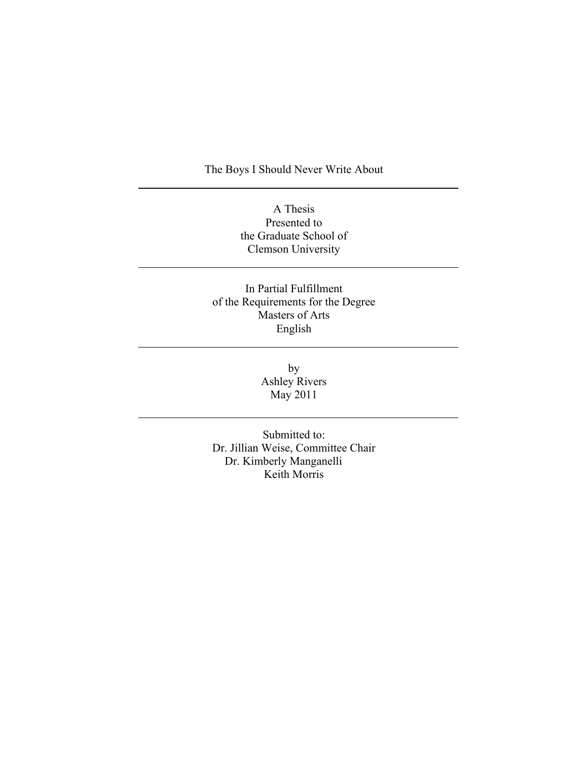# The Boys I Should Never Write About

---

A Thesis
Presented to
the Graduate School of
Clemson University

---

In Partial Fulfillment
of the Requirements for the Degree
Masters of Arts
English

---

by
Ashley Rivers
May 2011

---

Submitted to:
Dr. Jillian Weise, Committee Chair
Dr. Kimberly Manganelli
Keith Morris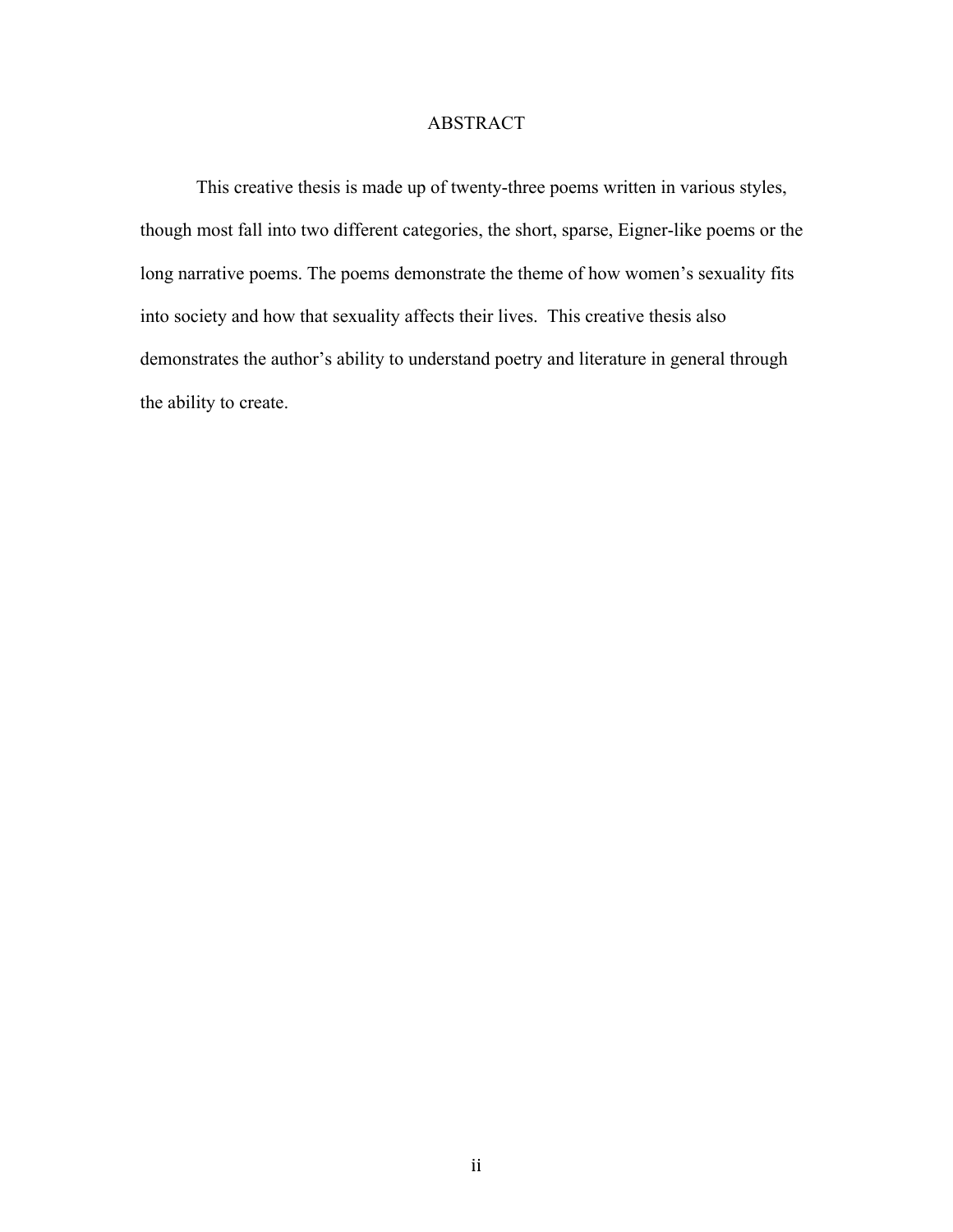# ABSTRACT

This creative thesis is made up of twenty-three poems written in various styles, though most fall into two different categories, the short, sparse, Eigner-like poems or the long narrative poems. The poems demonstrate the theme of how women's sexuality fits into society and how that sexuality affects their lives. This creative thesis also demonstrates the author's ability to understand poetry and literature in general through the ability to create.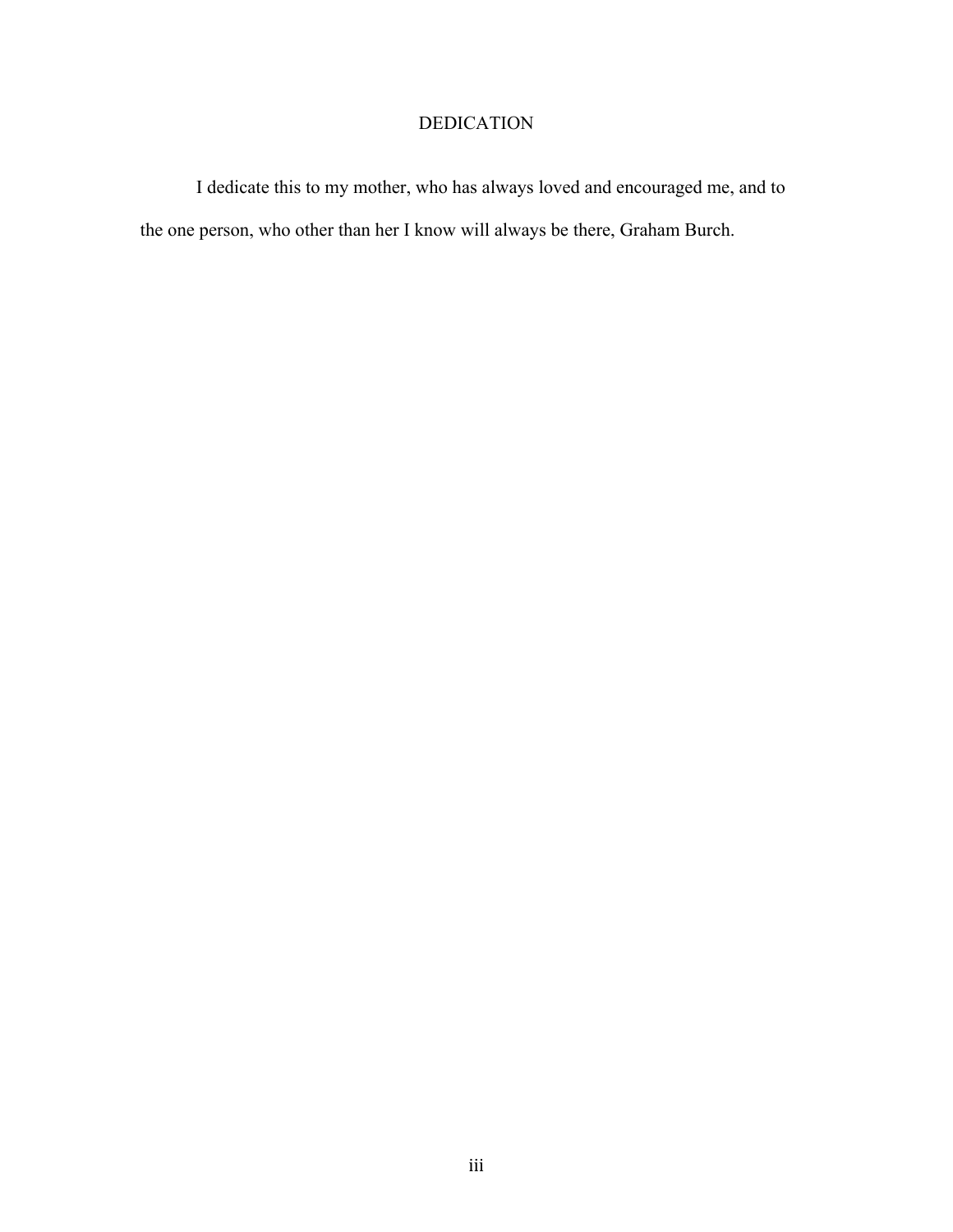# DEDICATION

I dedicate this to my mother, who has always loved and encouraged me, and to the one person, who other than her I know will always be there, Graham Burch.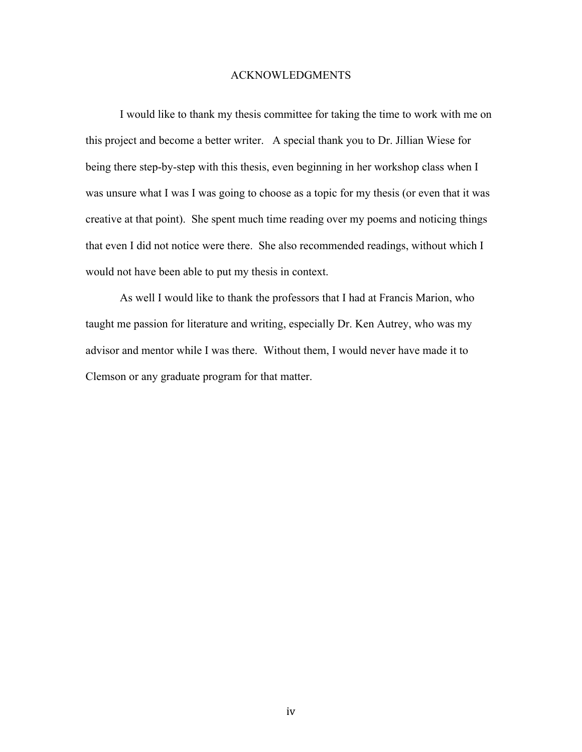# ACKNOWLEDGMENTS

I would like to thank my thesis committee for taking the time to work with me on this project and become a better writer. A special thank you to Dr. Jillian Wiese for being there step-by-step with this thesis, even beginning in her workshop class when I was unsure what I was I was going to choose as a topic for my thesis (or even that it was creative at that point). She spent much time reading over my poems and noticing things that even I did not notice were there. She also recommended readings, without which I would not have been able to put my thesis in context.

As well I would like to thank the professors that I had at Francis Marion, who taught me passion for literature and writing, especially Dr. Ken Autrey, who was my advisor and mentor while I was there. Without them, I would never have made it to Clemson or any graduate program for that matter.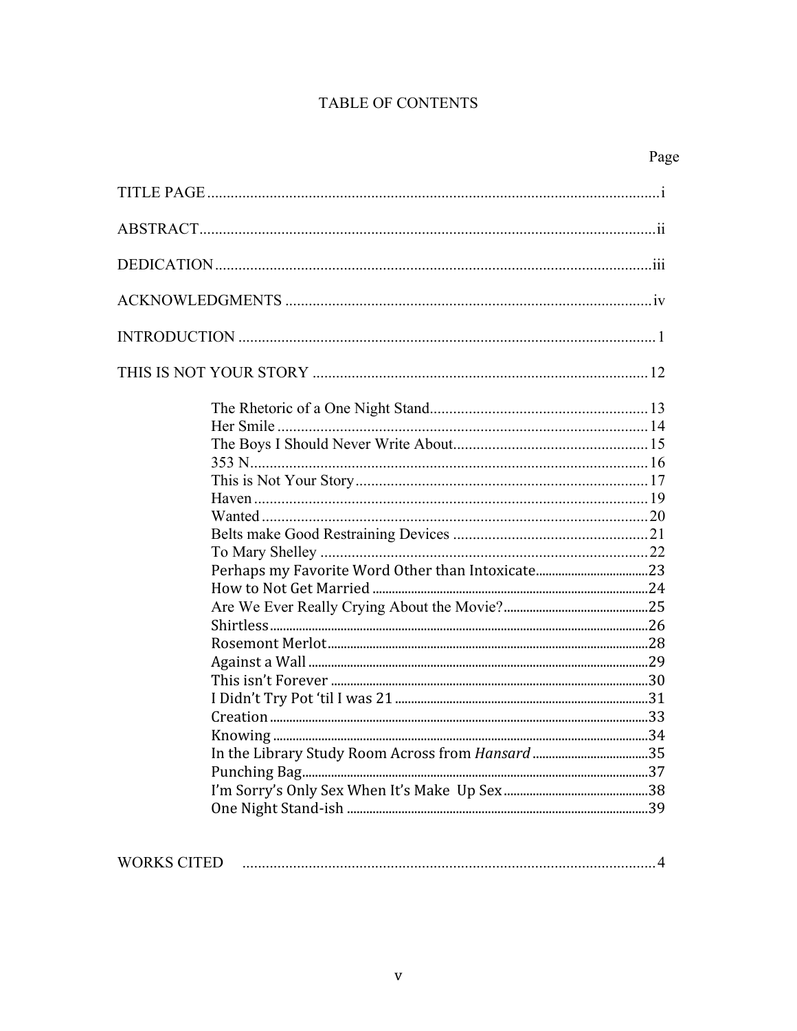# TABLE OF CONTENTS

| | Page |
|---|---|
| TITLE PAGE | i |
| ABSTRACT | ii |
| DEDICATION | iii |
| ACKNOWLEDGMENTS | iv |
| INTRODUCTION | 1 |
| THIS IS NOT YOUR STORY | 12 |
| The Rhetoric of a One Night Stand | 13 |
| Her Smile | 14 |
| The Boys I Should Never Write About | 15 |
| 353 N | 16 |
| This is Not Your Story | 17 |
| Haven | 19 |
| Wanted | 20 |
| Belts make Good Restraining Devices | 21 |
| To Mary Shelley | 22 |
| Perhaps my Favorite Word Other than Intoxicate | 23 |
| How to Not Get Married | 24 |
| Are We Ever Really Crying About the Movie? | 25 |
| Shirtless | 26 |
| Rosemont Merlot | 28 |
| Against a Wall | 29 |
| This isn't Forever | 30 |
| I Didn't Try Pot 'til I was 21 | 31 |
| Creation | 33 |
| Knowing | 34 |
| In the Library Study Room Across from *Hansard* | 35 |
| Punching Bag | 37 |
| I'm Sorry's Only Sex When It's Make Up Sex | 38 |
| One Night Stand-ish | 39 |
| WORKS CITED | 4 |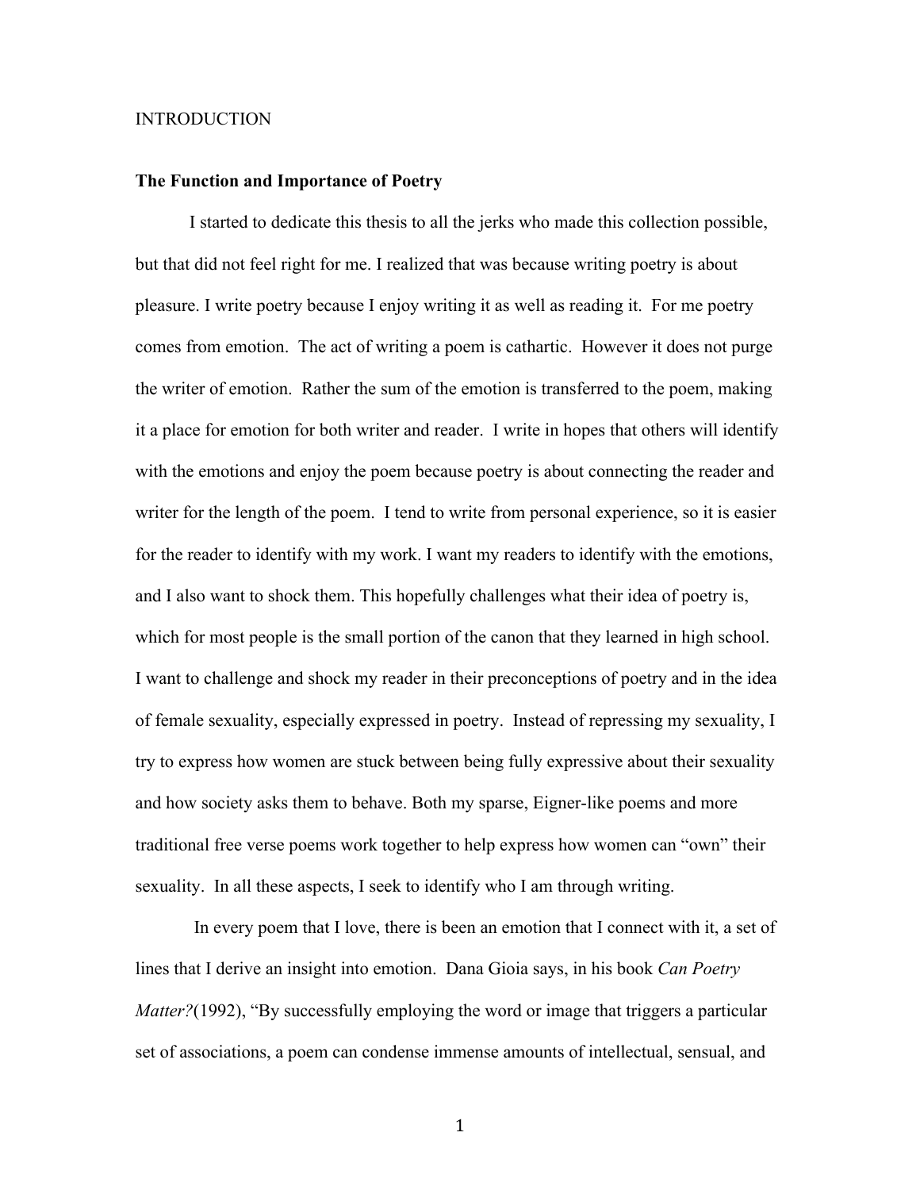INTRODUCTION

## The Function and Importance of Poetry

I started to dedicate this thesis to all the jerks who made this collection possible, but that did not feel right for me. I realized that was because writing poetry is about pleasure. I write poetry because I enjoy writing it as well as reading it. For me poetry comes from emotion. The act of writing a poem is cathartic. However it does not purge the writer of emotion. Rather the sum of the emotion is transferred to the poem, making it a place for emotion for both writer and reader. I write in hopes that others will identify with the emotions and enjoy the poem because poetry is about connecting the reader and writer for the length of the poem. I tend to write from personal experience, so it is easier for the reader to identify with my work. I want my readers to identify with the emotions, and I also want to shock them. This hopefully challenges what their idea of poetry is, which for most people is the small portion of the canon that they learned in high school. I want to challenge and shock my reader in their preconceptions of poetry and in the idea of female sexuality, especially expressed in poetry. Instead of repressing my sexuality, I try to express how women are stuck between being fully expressive about their sexuality and how society asks them to behave. Both my sparse, Eigner-like poems and more traditional free verse poems work together to help express how women can "own" their sexuality. In all these aspects, I seek to identify who I am through writing.

In every poem that I love, there is been an emotion that I connect with it, a set of lines that I derive an insight into emotion. Dana Gioia says, in his book *Can Poetry Matter?*(1992), "By successfully employing the word or image that triggers a particular set of associations, a poem can condense immense amounts of intellectual, sensual, and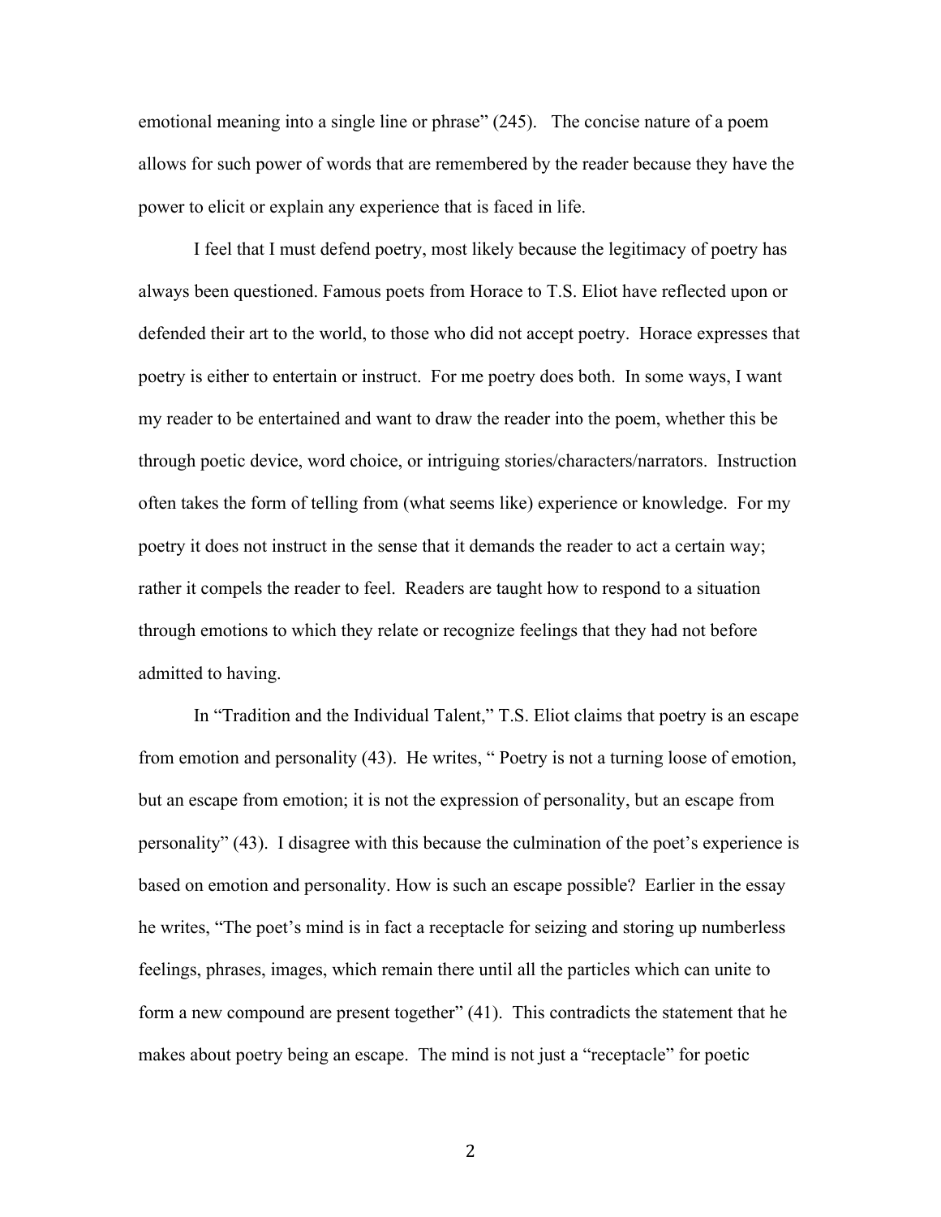emotional meaning into a single line or phrase" (245). The concise nature of a poem allows for such power of words that are remembered by the reader because they have the power to elicit or explain any experience that is faced in life.

I feel that I must defend poetry, most likely because the legitimacy of poetry has always been questioned. Famous poets from Horace to T.S. Eliot have reflected upon or defended their art to the world, to those who did not accept poetry. Horace expresses that poetry is either to entertain or instruct. For me poetry does both. In some ways, I want my reader to be entertained and want to draw the reader into the poem, whether this be through poetic device, word choice, or intriguing stories/characters/narrators. Instruction often takes the form of telling from (what seems like) experience or knowledge. For my poetry it does not instruct in the sense that it demands the reader to act a certain way; rather it compels the reader to feel. Readers are taught how to respond to a situation through emotions to which they relate or recognize feelings that they had not before admitted to having.

In "Tradition and the Individual Talent," T.S. Eliot claims that poetry is an escape from emotion and personality (43). He writes, " Poetry is not a turning loose of emotion, but an escape from emotion; it is not the expression of personality, but an escape from personality" (43). I disagree with this because the culmination of the poet's experience is based on emotion and personality. How is such an escape possible? Earlier in the essay he writes, "The poet's mind is in fact a receptacle for seizing and storing up numberless feelings, phrases, images, which remain there until all the particles which can unite to form a new compound are present together" (41). This contradicts the statement that he makes about poetry being an escape. The mind is not just a "receptacle" for poetic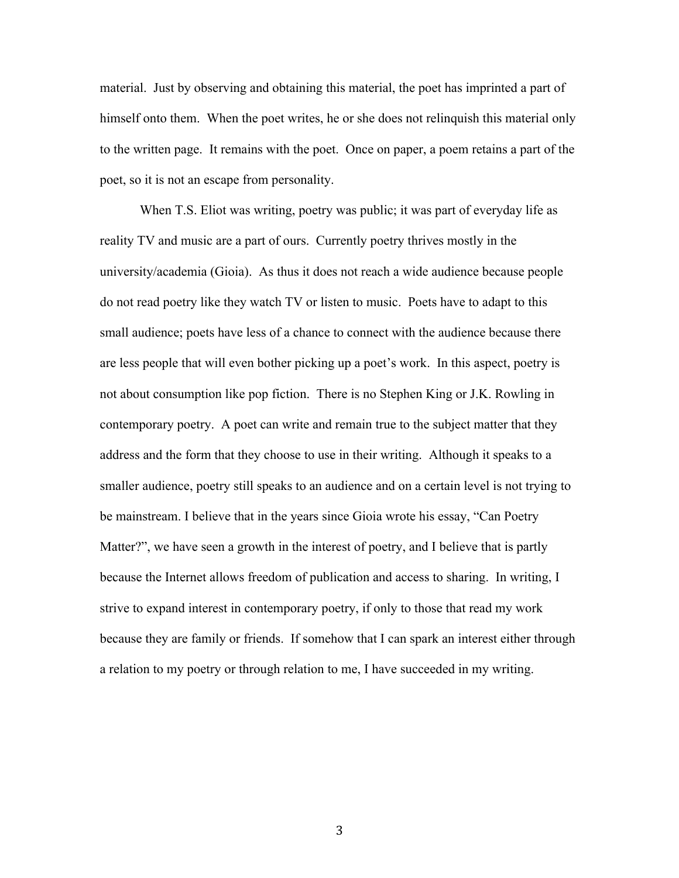material. Just by observing and obtaining this material, the poet has imprinted a part of himself onto them. When the poet writes, he or she does not relinquish this material only to the written page. It remains with the poet. Once on paper, a poem retains a part of the poet, so it is not an escape from personality.

When T.S. Eliot was writing, poetry was public; it was part of everyday life as reality TV and music are a part of ours. Currently poetry thrives mostly in the university/academia (Gioia). As thus it does not reach a wide audience because people do not read poetry like they watch TV or listen to music. Poets have to adapt to this small audience; poets have less of a chance to connect with the audience because there are less people that will even bother picking up a poet's work. In this aspect, poetry is not about consumption like pop fiction. There is no Stephen King or J.K. Rowling in contemporary poetry. A poet can write and remain true to the subject matter that they address and the form that they choose to use in their writing. Although it speaks to a smaller audience, poetry still speaks to an audience and on a certain level is not trying to be mainstream. I believe that in the years since Gioia wrote his essay, "Can Poetry Matter?", we have seen a growth in the interest of poetry, and I believe that is partly because the Internet allows freedom of publication and access to sharing. In writing, I strive to expand interest in contemporary poetry, if only to those that read my work because they are family or friends. If somehow that I can spark an interest either through a relation to my poetry or through relation to me, I have succeeded in my writing.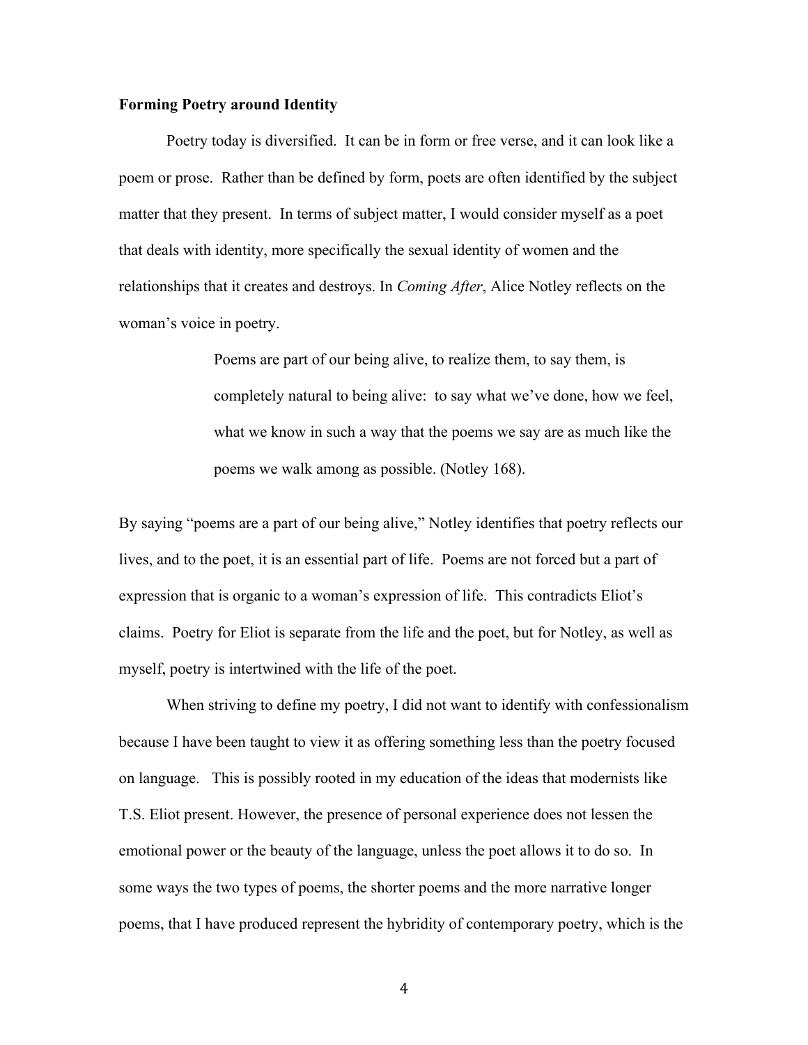**Forming Poetry around Identity**

Poetry today is diversified. It can be in form or free verse, and it can look like a poem or prose. Rather than be defined by form, poets are often identified by the subject matter that they present. In terms of subject matter, I would consider myself as a poet that deals with identity, more specifically the sexual identity of women and the relationships that it creates and destroys. In *Coming After*, Alice Notley reflects on the woman's voice in poetry.

> Poems are part of our being alive, to realize them, to say them, is completely natural to being alive: to say what we've done, how we feel, what we know in such a way that the poems we say are as much like the poems we walk among as possible. (Notley 168).

By saying "poems are a part of our being alive," Notley identifies that poetry reflects our lives, and to the poet, it is an essential part of life. Poems are not forced but a part of expression that is organic to a woman's expression of life. This contradicts Eliot's claims. Poetry for Eliot is separate from the life and the poet, but for Notley, as well as myself, poetry is intertwined with the life of the poet.

When striving to define my poetry, I did not want to identify with confessionalism because I have been taught to view it as offering something less than the poetry focused on language. This is possibly rooted in my education of the ideas that modernists like T.S. Eliot present. However, the presence of personal experience does not lessen the emotional power or the beauty of the language, unless the poet allows it to do so. In some ways the two types of poems, the shorter poems and the more narrative longer poems, that I have produced represent the hybridity of contemporary poetry, which is the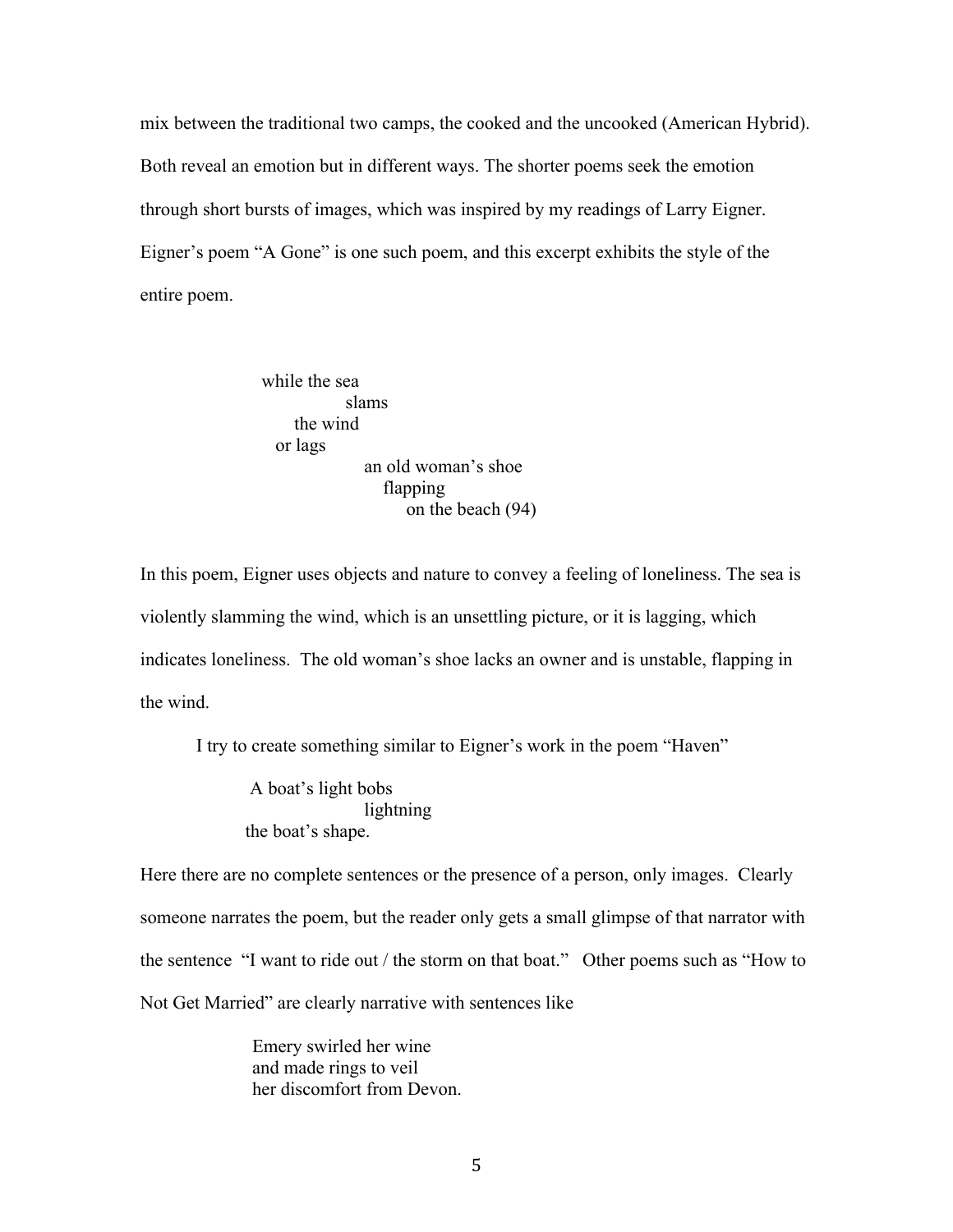mix between the traditional two camps, the cooked and the uncooked (American Hybrid). Both reveal an emotion but in different ways. The shorter poems seek the emotion through short bursts of images, which was inspired by my readings of Larry Eigner. Eigner's poem "A Gone" is one such poem, and this excerpt exhibits the style of the entire poem.

```
while the sea
            slams
     the wind
  or lags
               an old woman's shoe
                  flapping
                      on the beach (94)
```

In this poem, Eigner uses objects and nature to convey a feeling of loneliness. The sea is violently slamming the wind, which is an unsettling picture, or it is lagging, which indicates loneliness. The old woman's shoe lacks an owner and is unstable, flapping in the wind.

I try to create something similar to Eigner's work in the poem "Haven"

```
 A boat's light bobs
                  lightning
the boat's shape.
```

Here there are no complete sentences or the presence of a person, only images. Clearly someone narrates the poem, but the reader only gets a small glimpse of that narrator with the sentence "I want to ride out / the storm on that boat." Other poems such as "How to Not Get Married" are clearly narrative with sentences like

> Emery swirled her wine
> and made rings to veil
> her discomfort from Devon.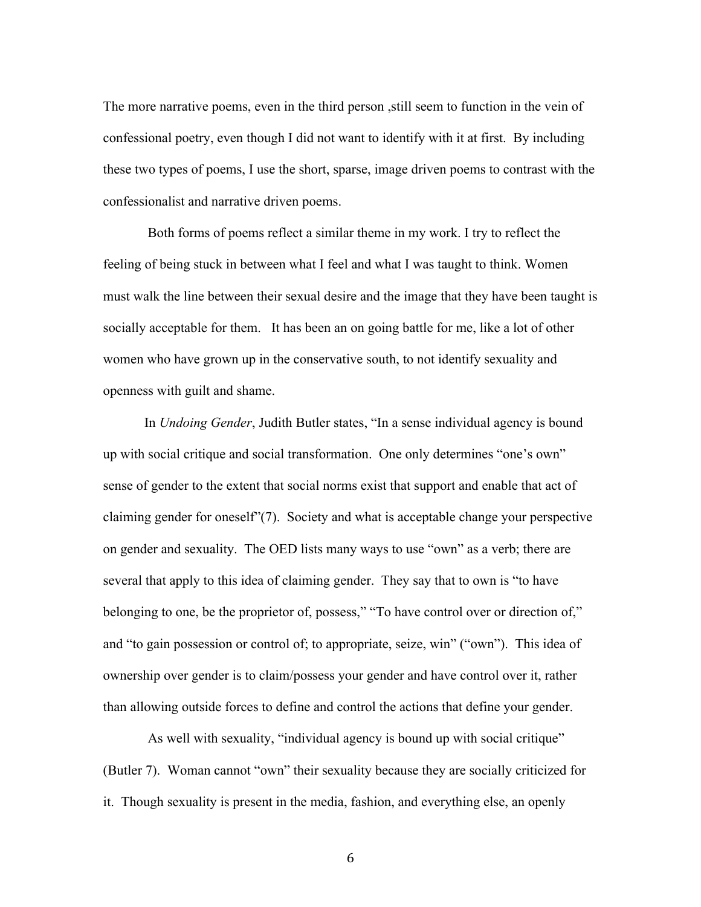The more narrative poems, even in the third person ,still seem to function in the vein of confessional poetry, even though I did not want to identify with it at first. By including these two types of poems, I use the short, sparse, image driven poems to contrast with the confessionalist and narrative driven poems.

Both forms of poems reflect a similar theme in my work. I try to reflect the feeling of being stuck in between what I feel and what I was taught to think. Women must walk the line between their sexual desire and the image that they have been taught is socially acceptable for them. It has been an on going battle for me, like a lot of other women who have grown up in the conservative south, to not identify sexuality and openness with guilt and shame.

In *Undoing Gender*, Judith Butler states, "In a sense individual agency is bound up with social critique and social transformation. One only determines "one's own" sense of gender to the extent that social norms exist that support and enable that act of claiming gender for oneself"(7). Society and what is acceptable change your perspective on gender and sexuality. The OED lists many ways to use "own" as a verb; there are several that apply to this idea of claiming gender. They say that to own is "to have belonging to one, be the proprietor of, possess," "To have control over or direction of," and "to gain possession or control of; to appropriate, seize, win" ("own"). This idea of ownership over gender is to claim/possess your gender and have control over it, rather than allowing outside forces to define and control the actions that define your gender.

As well with sexuality, "individual agency is bound up with social critique" (Butler 7). Woman cannot "own" their sexuality because they are socially criticized for it. Though sexuality is present in the media, fashion, and everything else, an openly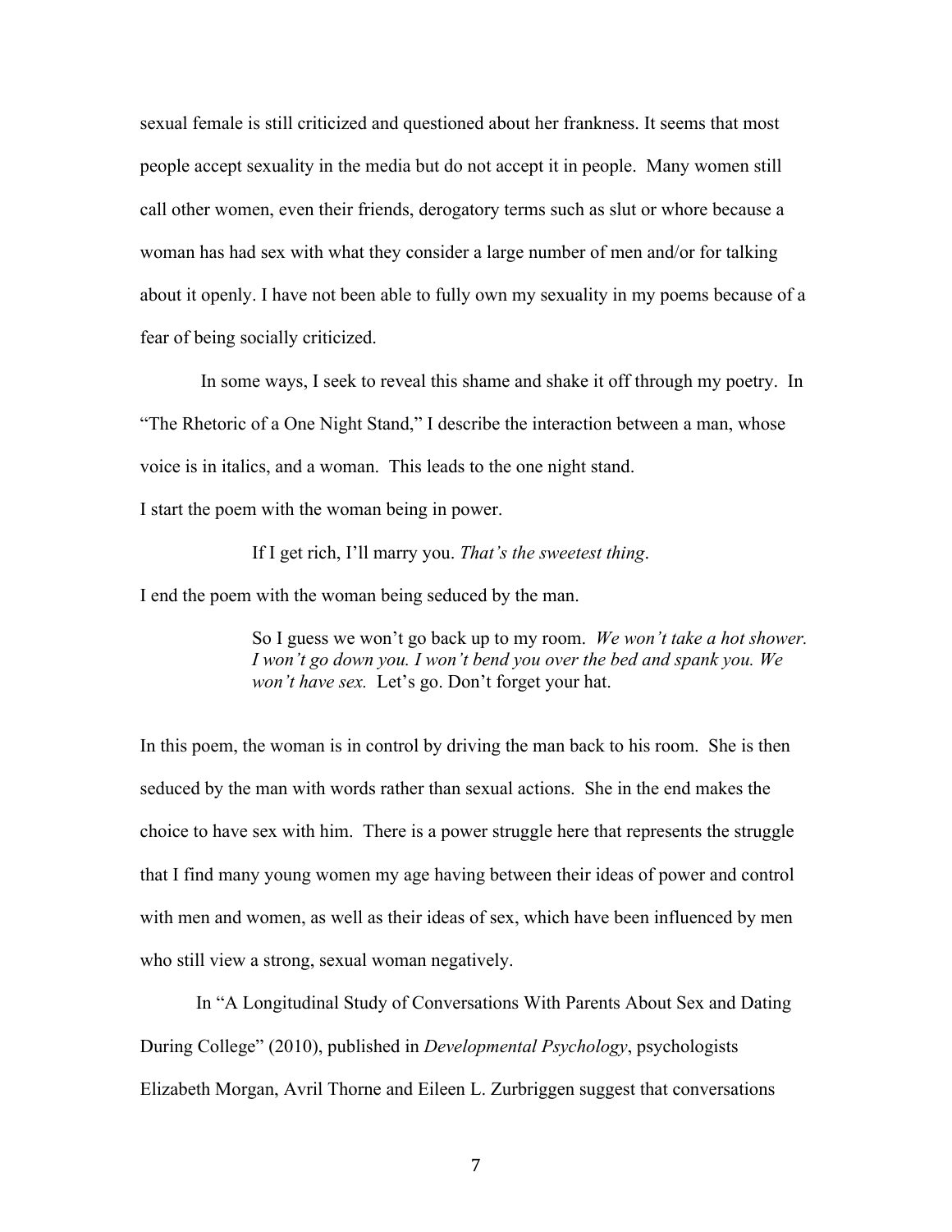sexual female is still criticized and questioned about her frankness. It seems that most people accept sexuality in the media but do not accept it in people. Many women still call other women, even their friends, derogatory terms such as slut or whore because a woman has had sex with what they consider a large number of men and/or for talking about it openly. I have not been able to fully own my sexuality in my poems because of a fear of being socially criticized.

In some ways, I seek to reveal this shame and shake it off through my poetry. In "The Rhetoric of a One Night Stand," I describe the interaction between a man, whose voice is in italics, and a woman. This leads to the one night stand.

I start the poem with the woman being in power.

> If I get rich, I'll marry you. *That's the sweetest thing*.

I end the poem with the woman being seduced by the man.

> So I guess we won't go back up to my room. *We won't take a hot shower. I won't go down you. I won't bend you over the bed and spank you. We won't have sex.* Let's go. Don't forget your hat.

In this poem, the woman is in control by driving the man back to his room. She is then seduced by the man with words rather than sexual actions. She in the end makes the choice to have sex with him. There is a power struggle here that represents the struggle that I find many young women my age having between their ideas of power and control with men and women, as well as their ideas of sex, which have been influenced by men who still view a strong, sexual woman negatively.

In "A Longitudinal Study of Conversations With Parents About Sex and Dating During College" (2010), published in *Developmental Psychology*, psychologists Elizabeth Morgan, Avril Thorne and Eileen L. Zurbriggen suggest that conversations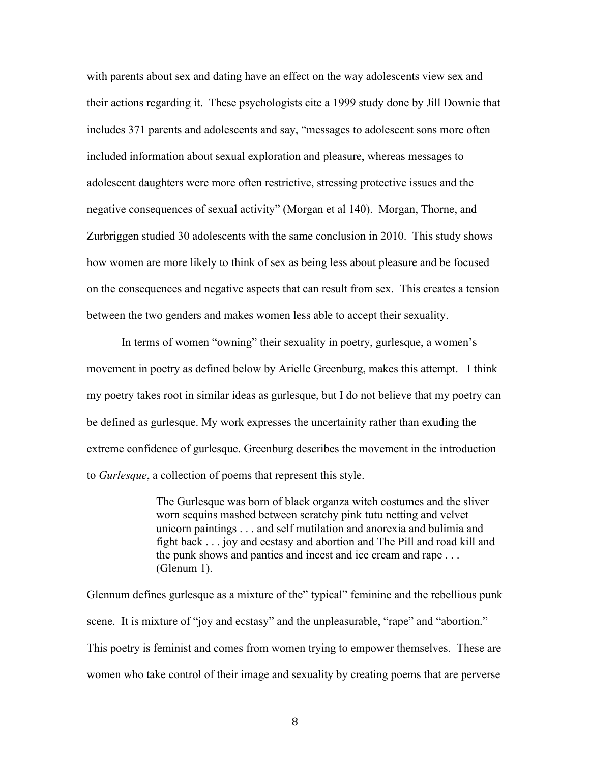with parents about sex and dating have an effect on the way adolescents view sex and their actions regarding it. These psychologists cite a 1999 study done by Jill Downie that includes 371 parents and adolescents and say, "messages to adolescent sons more often included information about sexual exploration and pleasure, whereas messages to adolescent daughters were more often restrictive, stressing protective issues and the negative consequences of sexual activity" (Morgan et al 140). Morgan, Thorne, and Zurbriggen studied 30 adolescents with the same conclusion in 2010. This study shows how women are more likely to think of sex as being less about pleasure and be focused on the consequences and negative aspects that can result from sex. This creates a tension between the two genders and makes women less able to accept their sexuality.

In terms of women "owning" their sexuality in poetry, gurlesque, a women's movement in poetry as defined below by Arielle Greenburg, makes this attempt. I think my poetry takes root in similar ideas as gurlesque, but I do not believe that my poetry can be defined as gurlesque. My work expresses the uncertainity rather than exuding the extreme confidence of gurlesque. Greenburg describes the movement in the introduction to *Gurlesque*, a collection of poems that represent this style.

> The Gurlesque was born of black organza witch costumes and the sliver worn sequins mashed between scratchy pink tutu netting and velvet unicorn paintings . . . and self mutilation and anorexia and bulimia and fight back . . . joy and ecstasy and abortion and The Pill and road kill and the punk shows and panties and incest and ice cream and rape . . . (Glenum 1).

Glennum defines gurlesque as a mixture of the" typical" feminine and the rebellious punk scene. It is mixture of "joy and ecstasy" and the unpleasurable, "rape" and "abortion." This poetry is feminist and comes from women trying to empower themselves. These are women who take control of their image and sexuality by creating poems that are perverse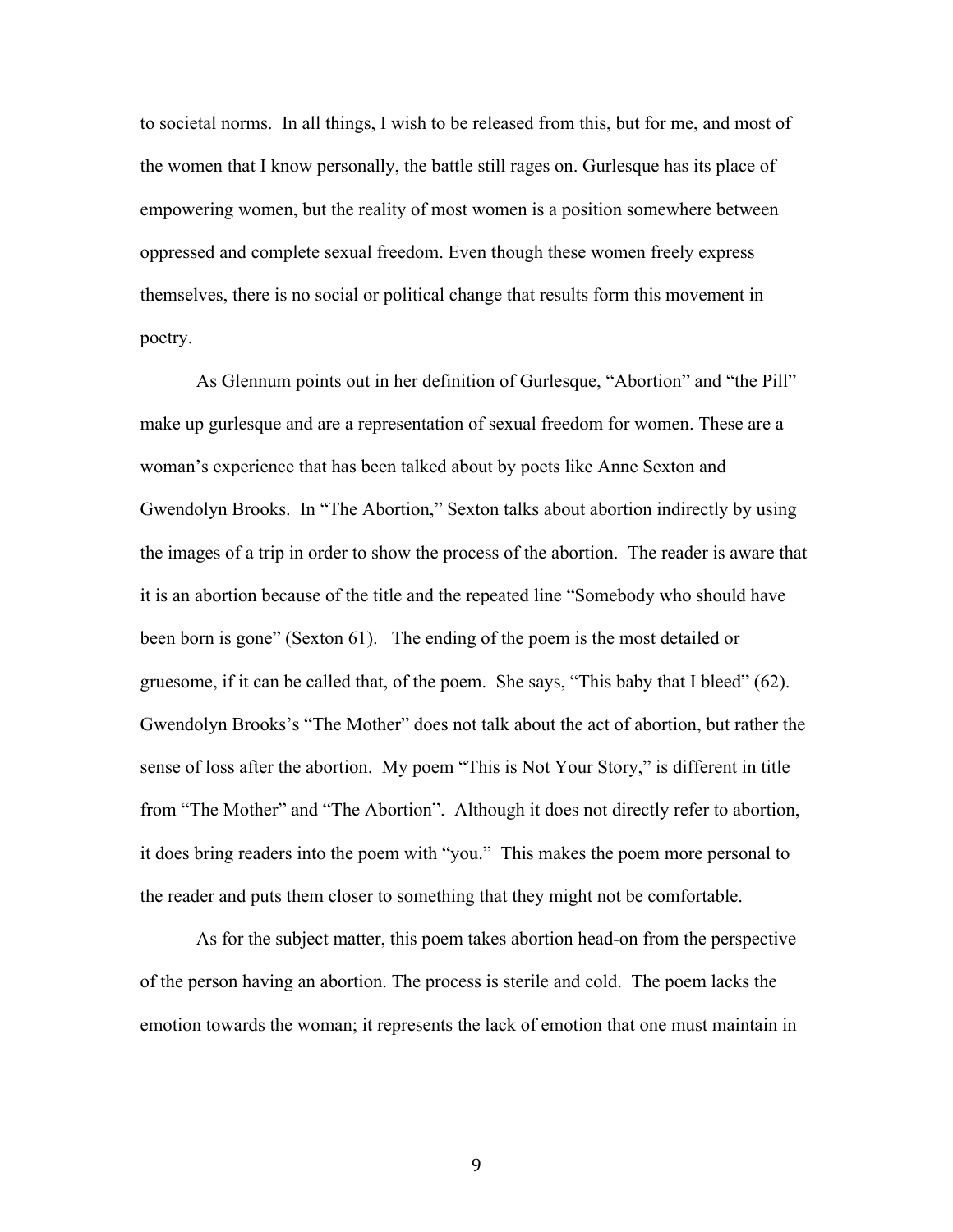to societal norms. In all things, I wish to be released from this, but for me, and most of the women that I know personally, the battle still rages on. Gurlesque has its place of empowering women, but the reality of most women is a position somewhere between oppressed and complete sexual freedom. Even though these women freely express themselves, there is no social or political change that results form this movement in poetry.

As Glennum points out in her definition of Gurlesque, "Abortion" and "the Pill" make up gurlesque and are a representation of sexual freedom for women. These are a woman's experience that has been talked about by poets like Anne Sexton and Gwendolyn Brooks. In "The Abortion," Sexton talks about abortion indirectly by using the images of a trip in order to show the process of the abortion. The reader is aware that it is an abortion because of the title and the repeated line "Somebody who should have been born is gone" (Sexton 61). The ending of the poem is the most detailed or gruesome, if it can be called that, of the poem. She says, "This baby that I bleed" (62). Gwendolyn Brooks's "The Mother" does not talk about the act of abortion, but rather the sense of loss after the abortion. My poem "This is Not Your Story," is different in title from "The Mother" and "The Abortion". Although it does not directly refer to abortion, it does bring readers into the poem with "you." This makes the poem more personal to the reader and puts them closer to something that they might not be comfortable.

As for the subject matter, this poem takes abortion head-on from the perspective of the person having an abortion. The process is sterile and cold. The poem lacks the emotion towards the woman; it represents the lack of emotion that one must maintain in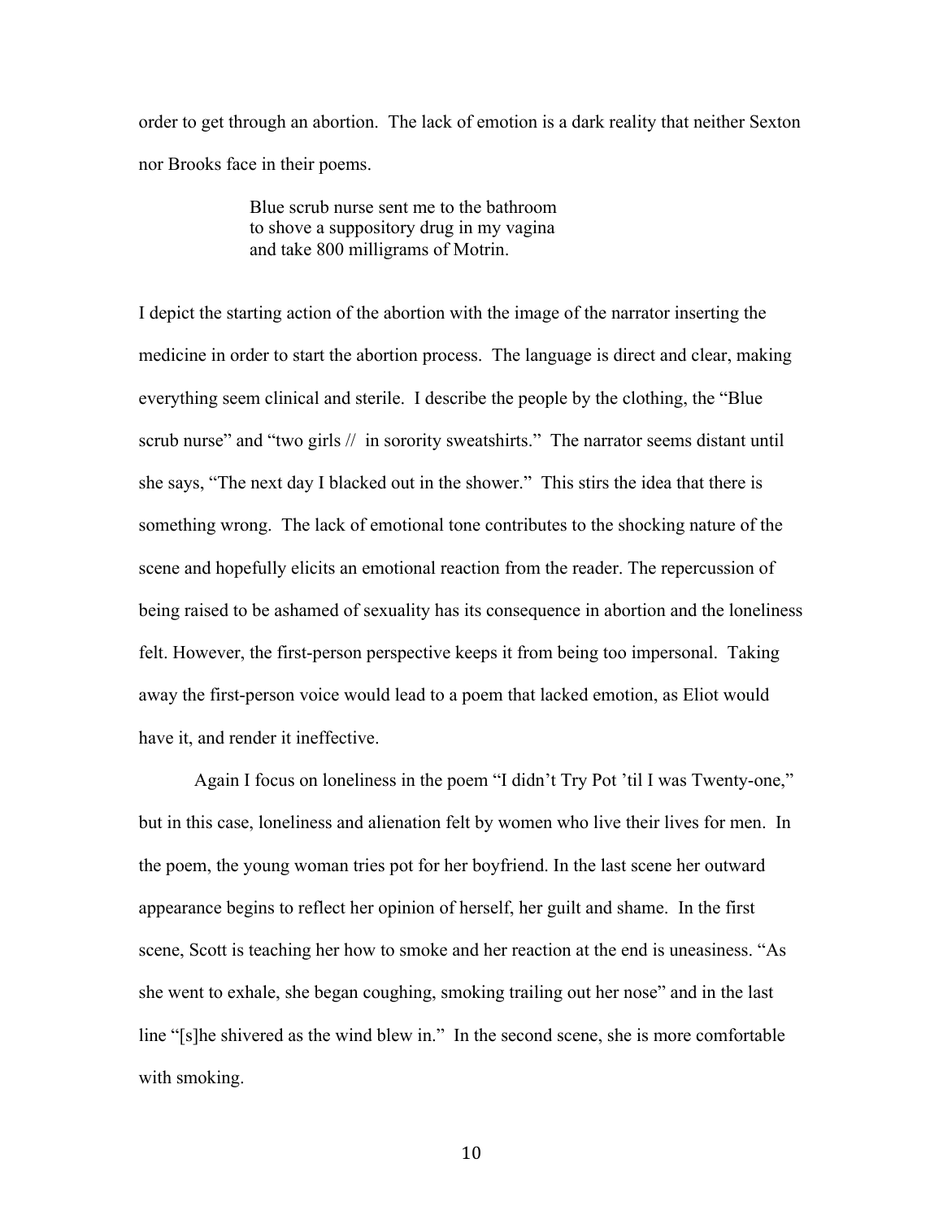order to get through an abortion. The lack of emotion is a dark reality that neither Sexton nor Brooks face in their poems.

> Blue scrub nurse sent me to the bathroom
> to shove a suppository drug in my vagina
> and take 800 milligrams of Motrin.

I depict the starting action of the abortion with the image of the narrator inserting the medicine in order to start the abortion process. The language is direct and clear, making everything seem clinical and sterile. I describe the people by the clothing, the "Blue scrub nurse" and "two girls // in sorority sweatshirts." The narrator seems distant until she says, "The next day I blacked out in the shower." This stirs the idea that there is something wrong. The lack of emotional tone contributes to the shocking nature of the scene and hopefully elicits an emotional reaction from the reader. The repercussion of being raised to be ashamed of sexuality has its consequence in abortion and the loneliness felt. However, the first-person perspective keeps it from being too impersonal. Taking away the first-person voice would lead to a poem that lacked emotion, as Eliot would have it, and render it ineffective.

Again I focus on loneliness in the poem "I didn't Try Pot 'til I was Twenty-one," but in this case, loneliness and alienation felt by women who live their lives for men. In the poem, the young woman tries pot for her boyfriend. In the last scene her outward appearance begins to reflect her opinion of herself, her guilt and shame. In the first scene, Scott is teaching her how to smoke and her reaction at the end is uneasiness. "As she went to exhale, she began coughing, smoking trailing out her nose" and in the last line "[s]he shivered as the wind blew in." In the second scene, she is more comfortable with smoking.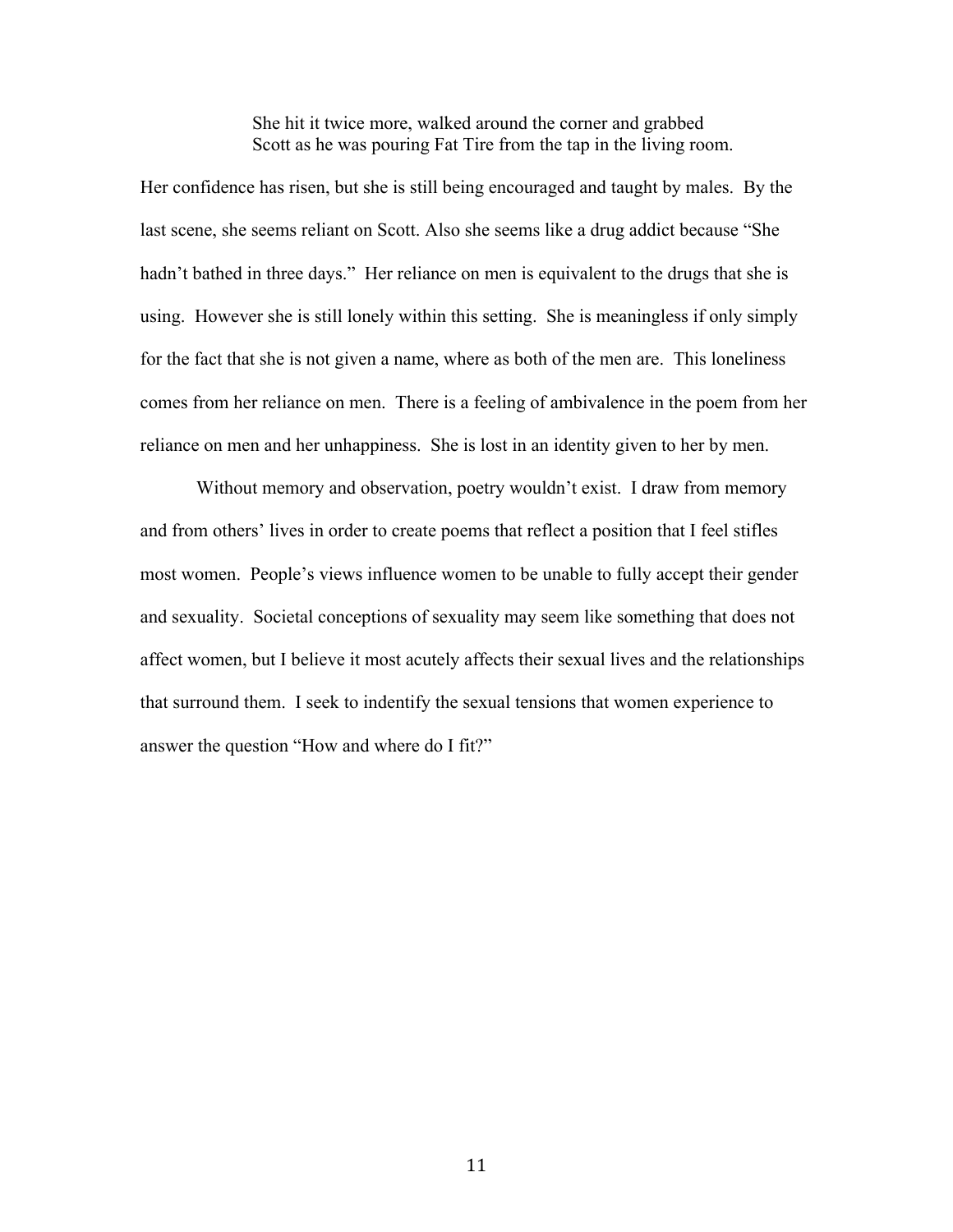> She hit it twice more, walked around the corner and grabbed
> Scott as he was pouring Fat Tire from the tap in the living room.

Her confidence has risen, but she is still being encouraged and taught by males. By the last scene, she seems reliant on Scott. Also she seems like a drug addict because "She hadn't bathed in three days." Her reliance on men is equivalent to the drugs that she is using. However she is still lonely within this setting. She is meaningless if only simply for the fact that she is not given a name, where as both of the men are. This loneliness comes from her reliance on men. There is a feeling of ambivalence in the poem from her reliance on men and her unhappiness. She is lost in an identity given to her by men.

Without memory and observation, poetry wouldn't exist. I draw from memory and from others' lives in order to create poems that reflect a position that I feel stifles most women. People's views influence women to be unable to fully accept their gender and sexuality. Societal conceptions of sexuality may seem like something that does not affect women, but I believe it most acutely affects their sexual lives and the relationships that surround them. I seek to indentify the sexual tensions that women experience to answer the question "How and where do I fit?"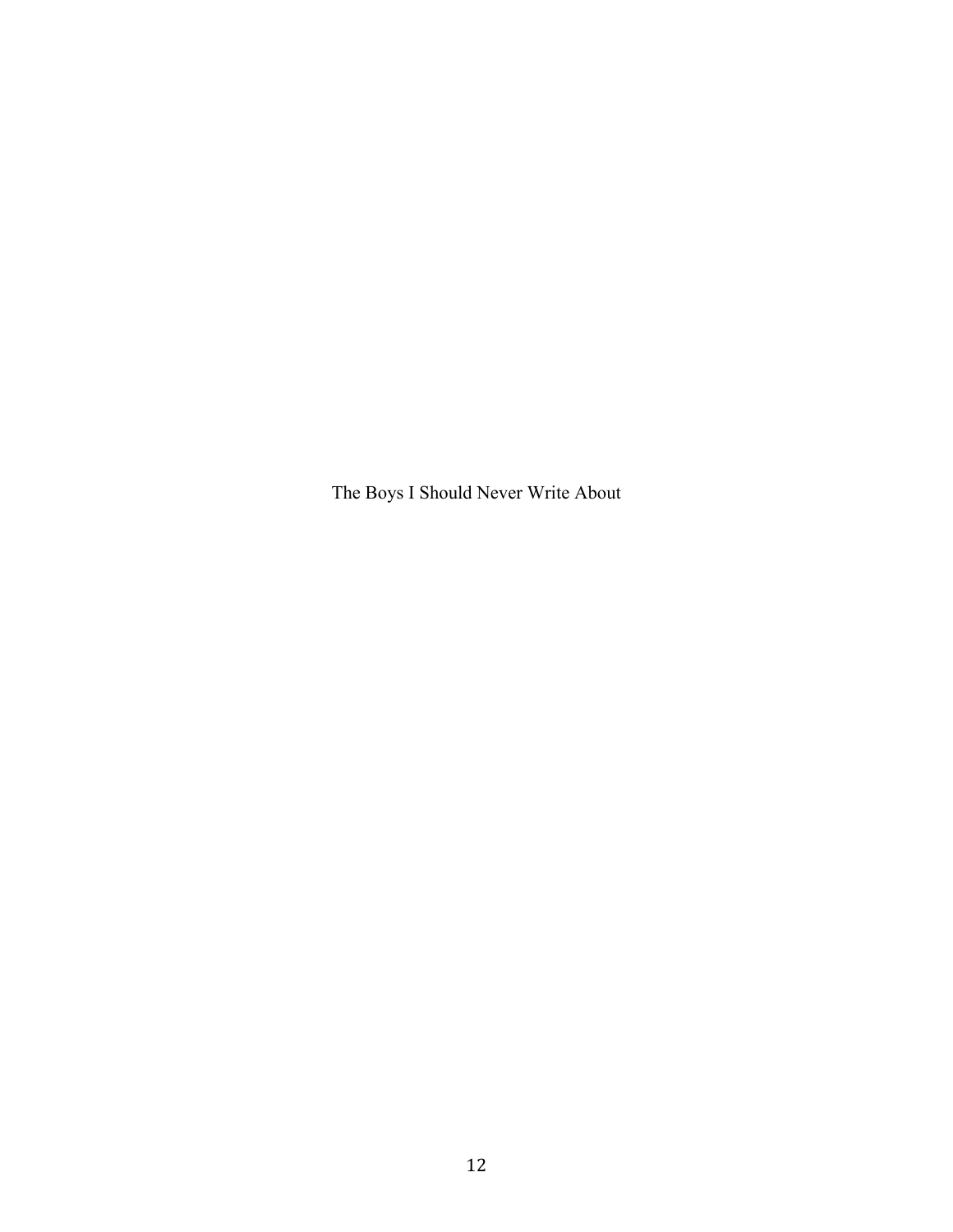# The Boys I Should Never Write About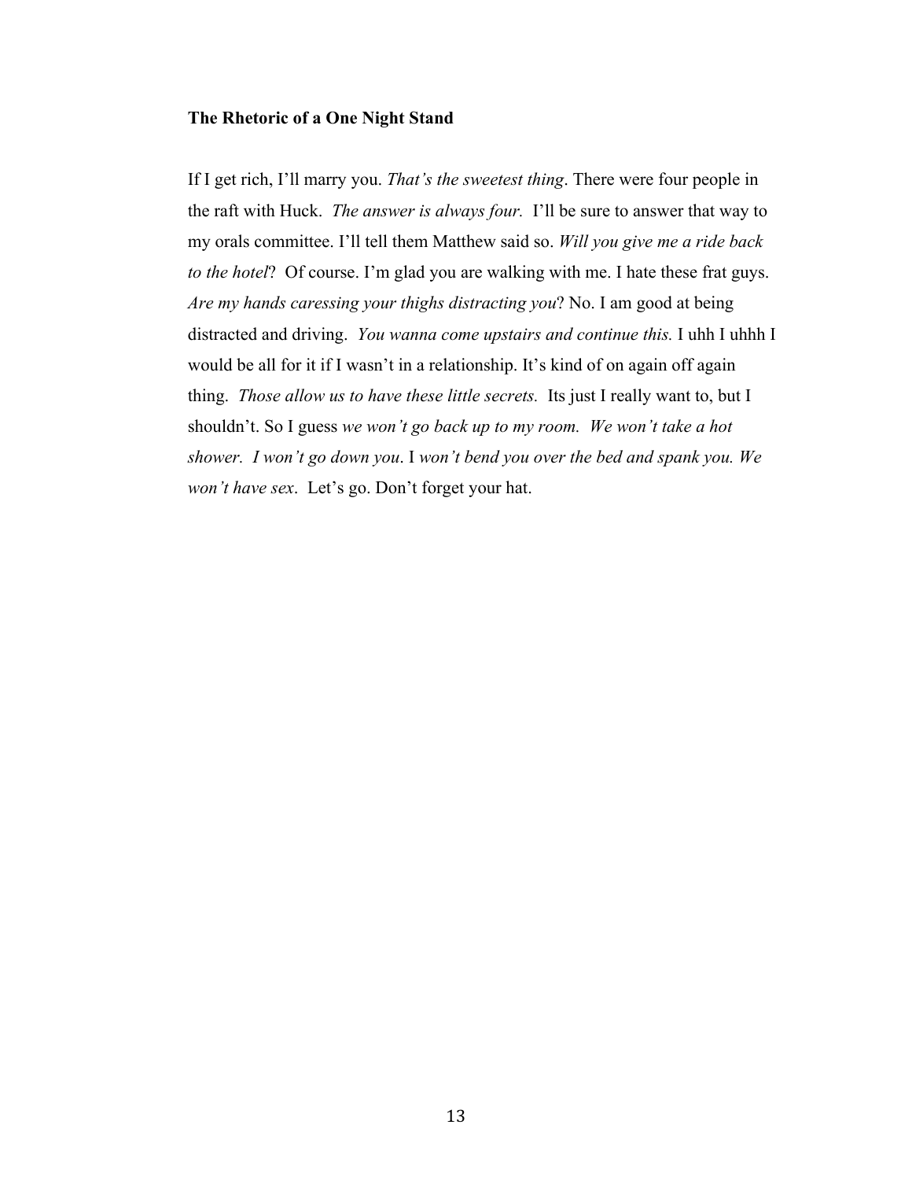**The Rhetoric of a One Night Stand**

If I get rich, I'll marry you. *That's the sweetest thing*. There were four people in the raft with Huck. *The answer is always four.* I'll be sure to answer that way to my orals committee. I'll tell them Matthew said so. *Will you give me a ride back to the hotel*? Of course. I'm glad you are walking with me. I hate these frat guys. *Are my hands caressing your thighs distracting you*? No. I am good at being distracted and driving. *You wanna come upstairs and continue this.* I uhh I uhhh I would be all for it if I wasn't in a relationship. It's kind of on again off again thing. *Those allow us to have these little secrets.* Its just I really want to, but I shouldn't. So I guess *we won't go back up to my room. We won't take a hot shower. I won't go down you*. I *won't bend you over the bed and spank you. We won't have sex*. Let's go. Don't forget your hat.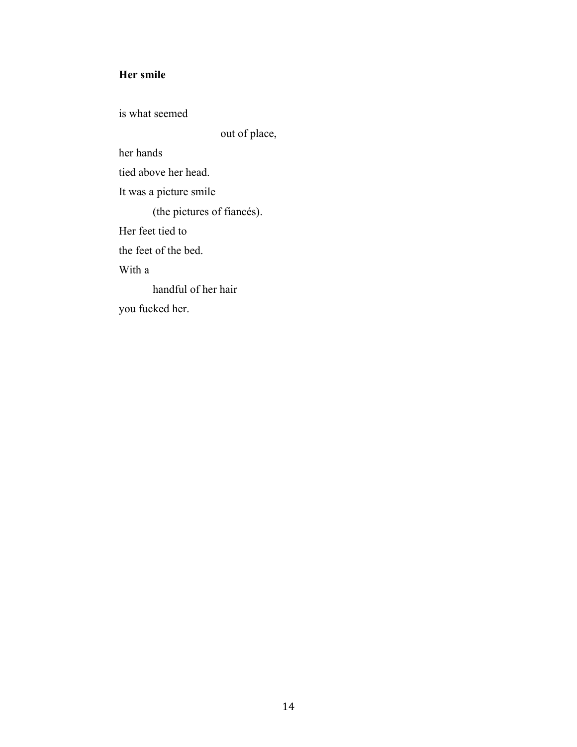**Her smile**

is what seemed

                                        out of place,

her hands

tied above her head.

It was a picture smile

        (the pictures of fiancés).

Her feet tied to

the feet of the bed.

With a

        handful of her hair

you fucked her.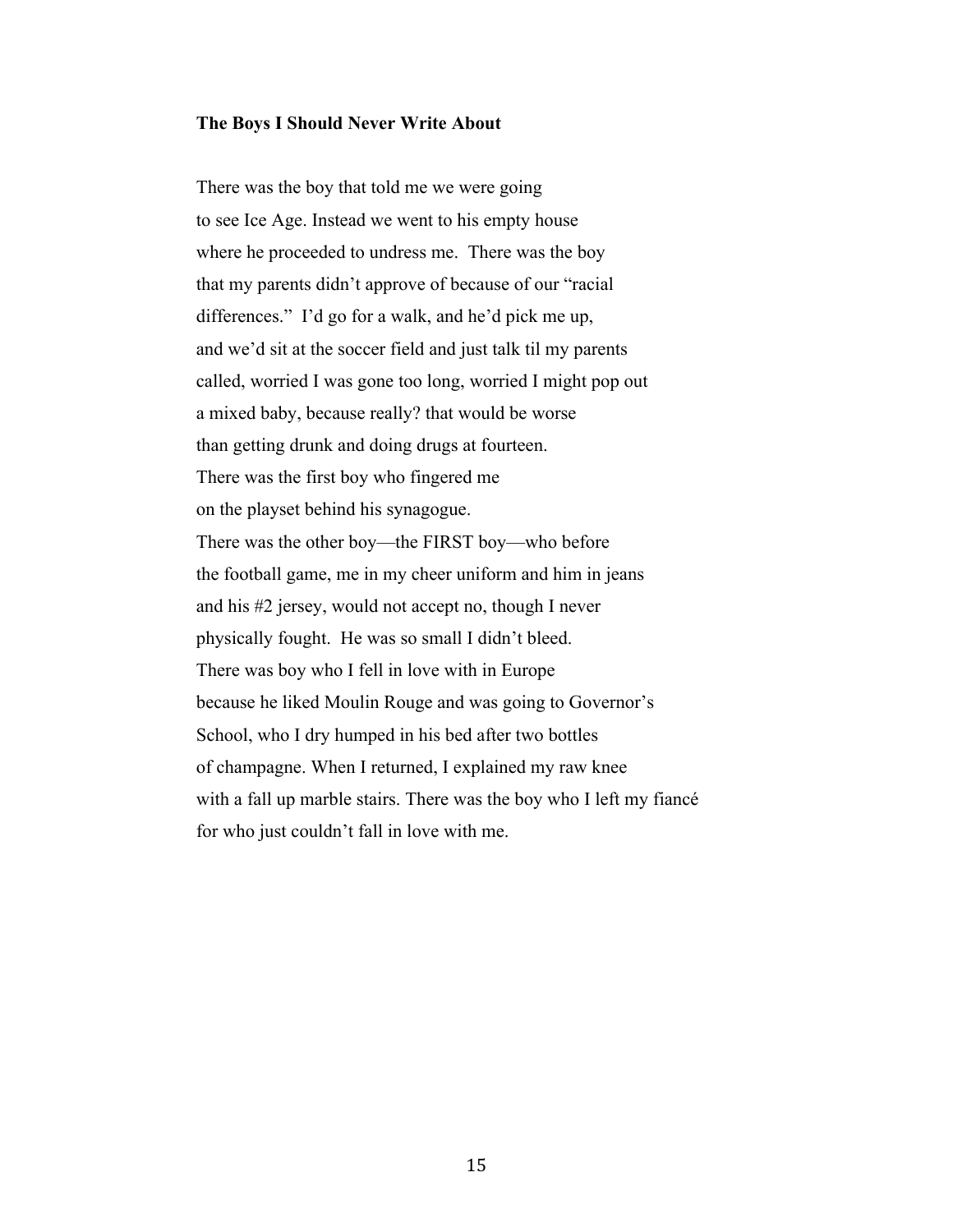**The Boys I Should Never Write About**

There was the boy that told me we were going  
to see Ice Age. Instead we went to his empty house  
where he proceeded to undress me.  There was the boy  
that my parents didn't approve of because of our "racial  
differences."  I'd go for a walk, and he'd pick me up,  
and we'd sit at the soccer field and just talk til my parents  
called, worried I was gone too long, worried I might pop out  
a mixed baby, because really? that would be worse  
than getting drunk and doing drugs at fourteen.  
There was the first boy who fingered me  
on the playset behind his synagogue.  
There was the other boy—the FIRST boy—who before  
the football game, me in my cheer uniform and him in jeans  
and his #2 jersey, would not accept no, though I never  
physically fought.  He was so small I didn't bleed.  
There was boy who I fell in love with in Europe  
because he liked Moulin Rouge and was going to Governor's  
School, who I dry humped in his bed after two bottles  
of champagne. When I returned, I explained my raw knee  
with a fall up marble stairs. There was the boy who I left my fiancé  
for who just couldn't fall in love with me.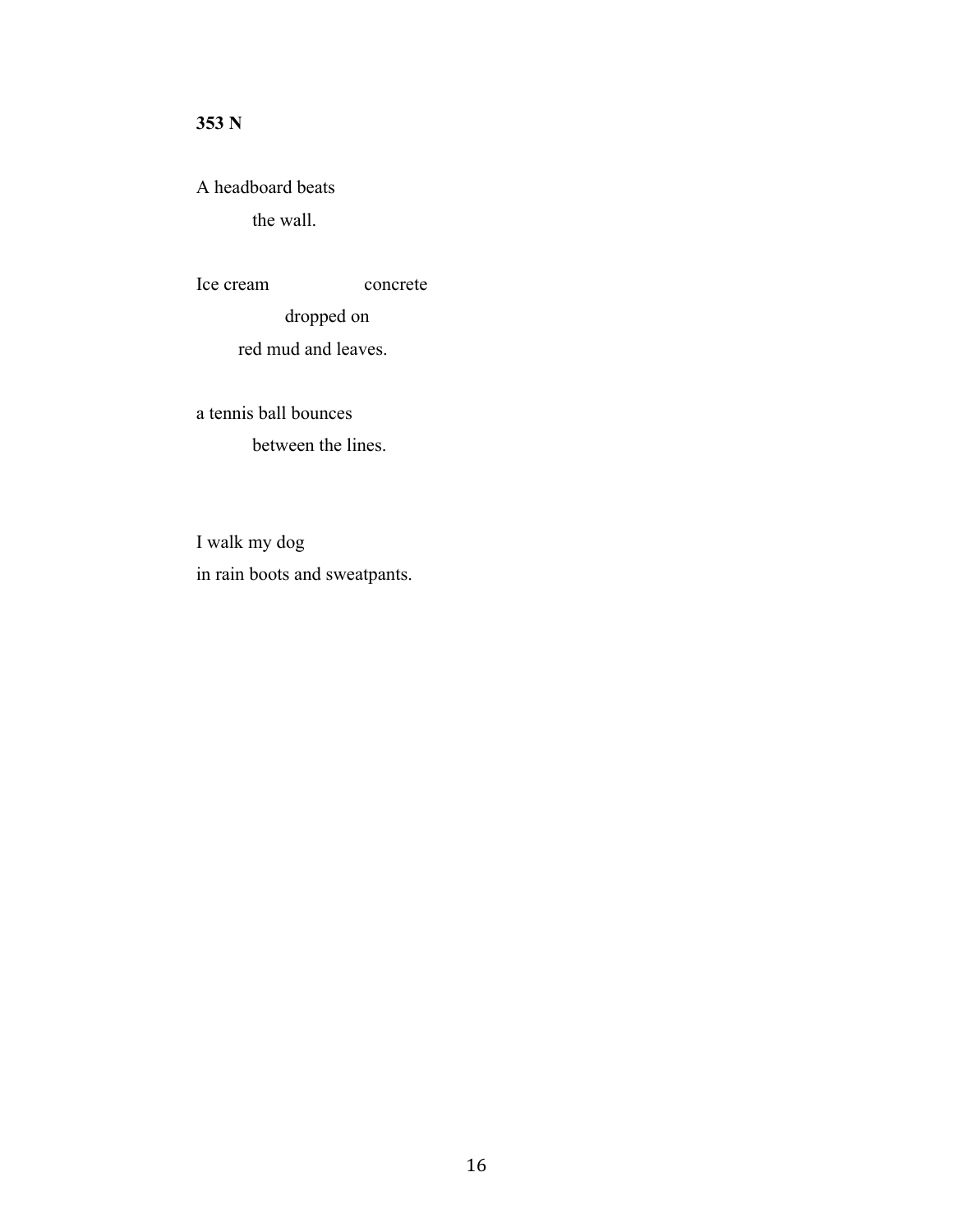**353 N**

A headboard beats
&nbsp;&nbsp;&nbsp;&nbsp;&nbsp;&nbsp;&nbsp;&nbsp;&nbsp;&nbsp;the wall.

Ice cream &nbsp;&nbsp;&nbsp;&nbsp;&nbsp;&nbsp;&nbsp;&nbsp;&nbsp;&nbsp;&nbsp;&nbsp;&nbsp;&nbsp;&nbsp;&nbsp;concrete
&nbsp;&nbsp;&nbsp;&nbsp;&nbsp;&nbsp;&nbsp;&nbsp;&nbsp;&nbsp;&nbsp;&nbsp;&nbsp;&nbsp;&nbsp;&nbsp;dropped on
&nbsp;&nbsp;&nbsp;&nbsp;&nbsp;&nbsp;&nbsp;&nbsp;red mud and leaves.

a tennis ball bounces
&nbsp;&nbsp;&nbsp;&nbsp;&nbsp;&nbsp;&nbsp;&nbsp;&nbsp;&nbsp;between the lines.

I walk my dog
in rain boots and sweatpants.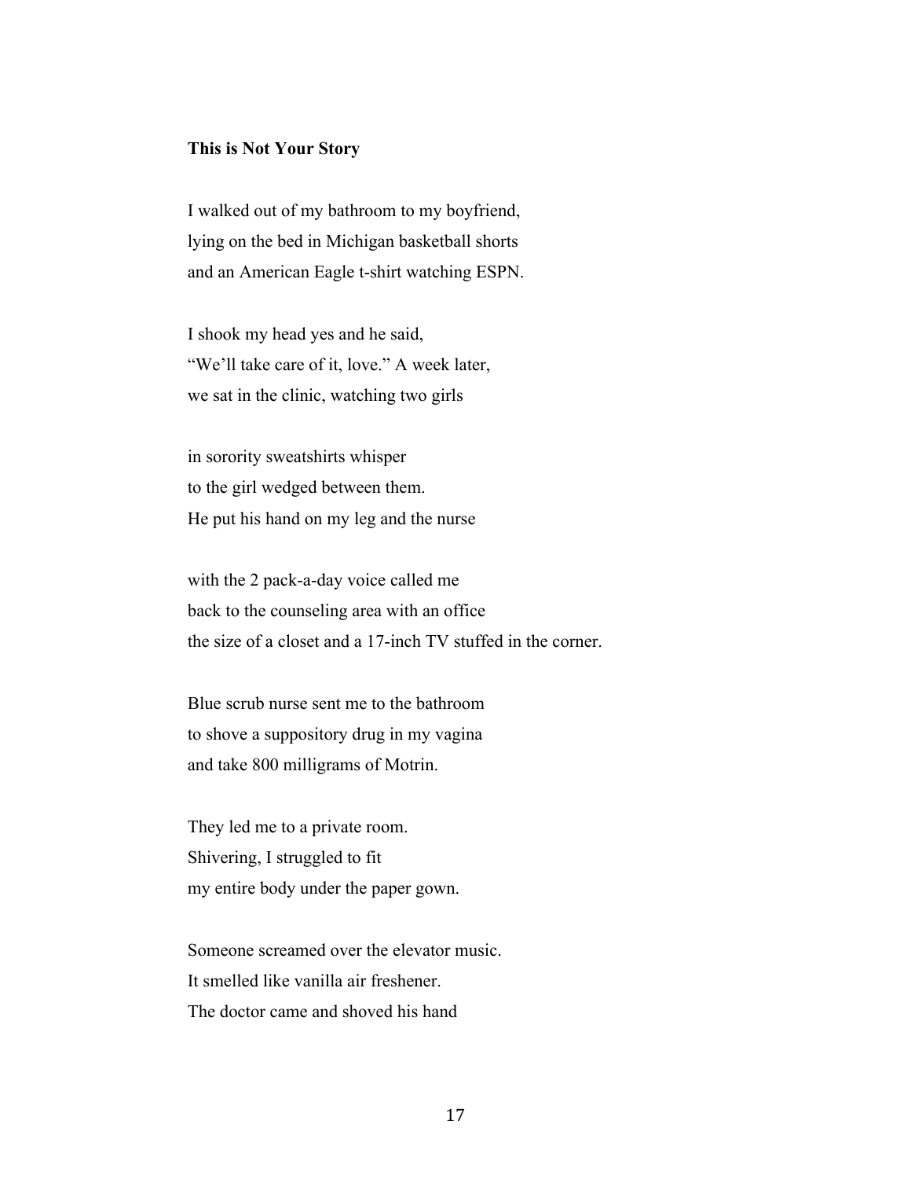**This is Not Your Story**

I walked out of my bathroom to my boyfriend,
lying on the bed in Michigan basketball shorts
and an American Eagle t-shirt watching ESPN.

I shook my head yes and he said,
"We'll take care of it, love." A week later,
we sat in the clinic, watching two girls

in sorority sweatshirts whisper
to the girl wedged between them.
He put his hand on my leg and the nurse

with the 2 pack-a-day voice called me
back to the counseling area with an office
the size of a closet and a 17-inch TV stuffed in the corner.

Blue scrub nurse sent me to the bathroom
to shove a suppository drug in my vagina
and take 800 milligrams of Motrin.

They led me to a private room.
Shivering, I struggled to fit
my entire body under the paper gown.

Someone screamed over the elevator music.
It smelled like vanilla air freshener.
The doctor came and shoved his hand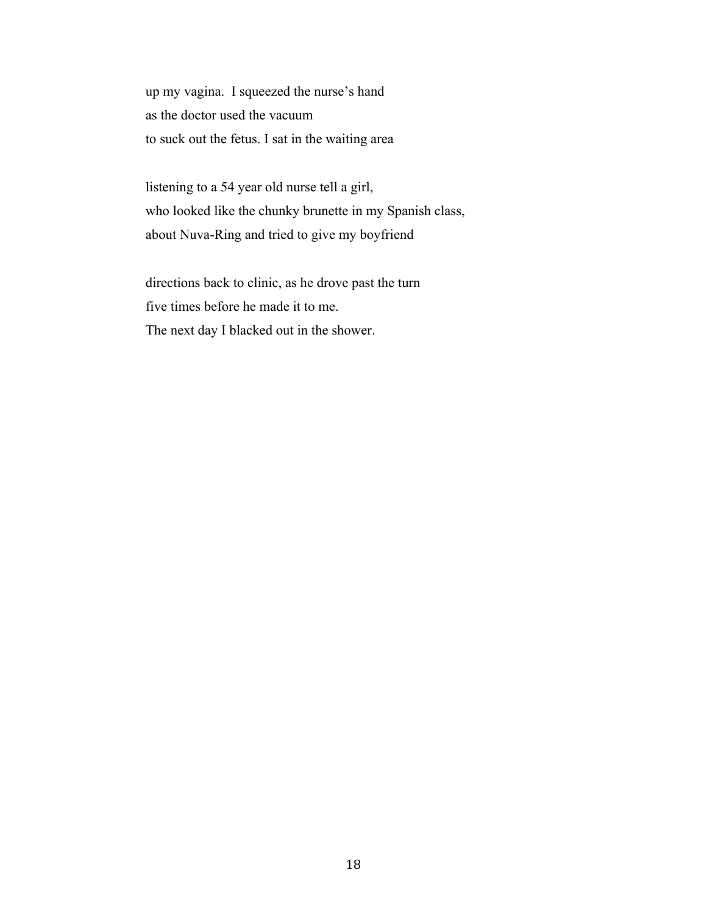up my vagina.  I squeezed the nurse's hand
as the doctor used the vacuum
to suck out the fetus. I sat in the waiting area

listening to a 54 year old nurse tell a girl,
who looked like the chunky brunette in my Spanish class,
about Nuva-Ring and tried to give my boyfriend

directions back to clinic, as he drove past the turn
five times before he made it to me.
The next day I blacked out in the shower.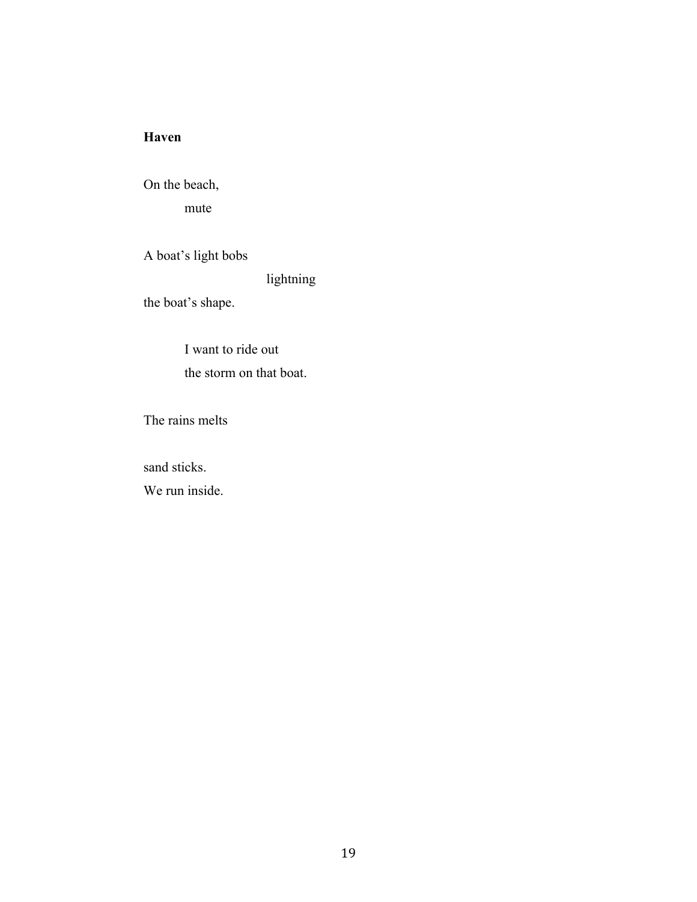**Haven**

On the beach,

&nbsp;&nbsp;&nbsp;&nbsp;&nbsp;&nbsp;&nbsp;&nbsp;mute

A boat’s light bobs

&nbsp;&nbsp;&nbsp;&nbsp;&nbsp;&nbsp;&nbsp;&nbsp;&nbsp;&nbsp;&nbsp;&nbsp;&nbsp;&nbsp;&nbsp;&nbsp;&nbsp;&nbsp;&nbsp;&nbsp;&nbsp;&nbsp;&nbsp;&nbsp;&nbsp;&nbsp;&nbsp;&nbsp;&nbsp;&nbsp;lightning

the boat’s shape.

&nbsp;&nbsp;&nbsp;&nbsp;&nbsp;&nbsp;&nbsp;&nbsp;I want to ride out
&nbsp;&nbsp;&nbsp;&nbsp;&nbsp;&nbsp;&nbsp;&nbsp;the storm on that boat.

The rains melts

sand sticks.
We run inside.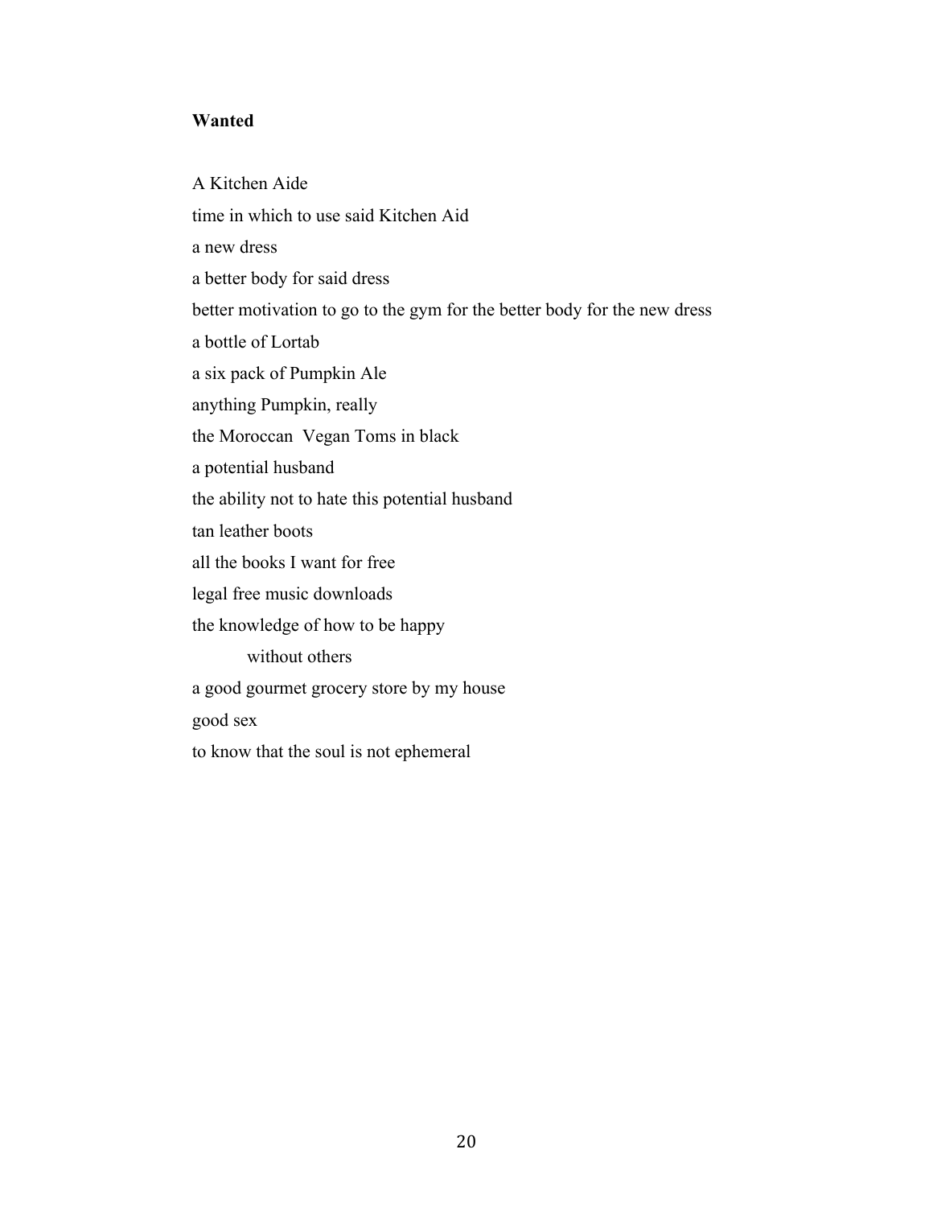**Wanted**

A Kitchen Aide  
time in which to use said Kitchen Aid  
a new dress  
a better body for said dress  
better motivation to go to the gym for the better body for the new dress  
a bottle of Lortab  
a six pack of Pumpkin Ale  
anything Pumpkin, really  
the Moroccan Vegan Toms in black  
a potential husband  
the ability not to hate this potential husband  
tan leather boots  
all the books I want for free  
legal free music downloads  
the knowledge of how to be happy  
&nbsp;&nbsp;&nbsp;&nbsp;&nbsp;&nbsp;&nbsp;&nbsp;&nbsp;&nbsp;without others  
a good gourmet grocery store by my house  
good sex  
to know that the soul is not ephemeral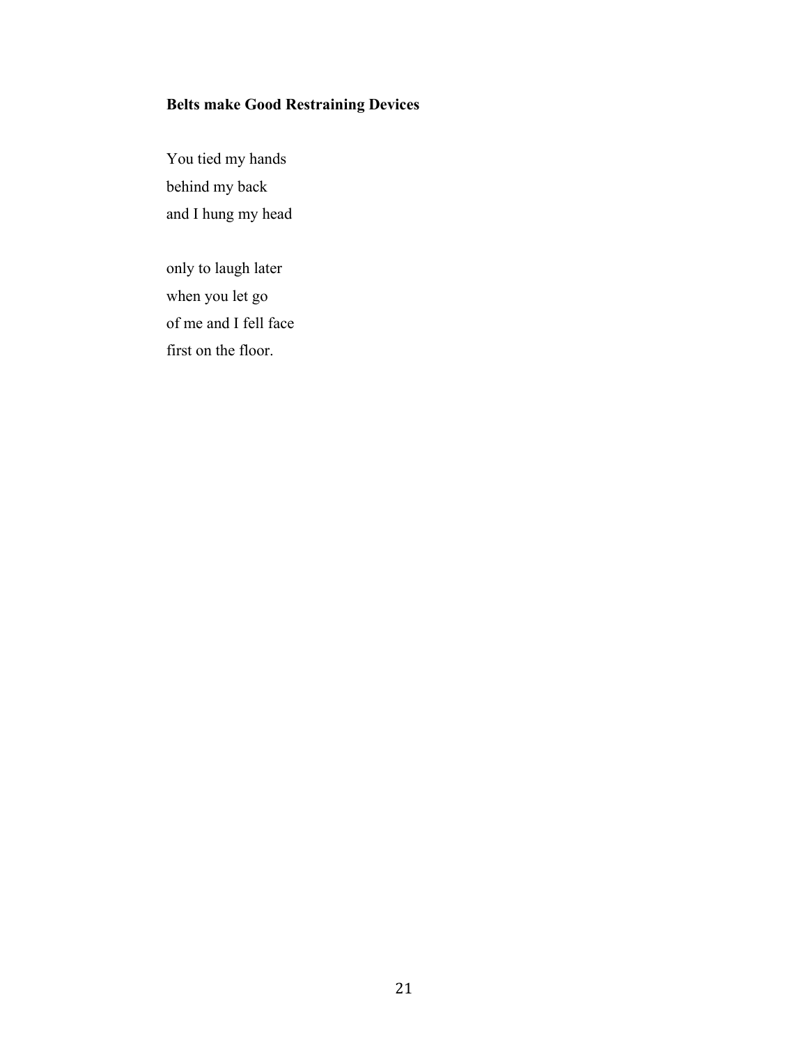**Belts make Good Restraining Devices**

You tied my hands  
behind my back  
and I hung my head

only to laugh later  
when you let go  
of me and I fell face  
first on the floor.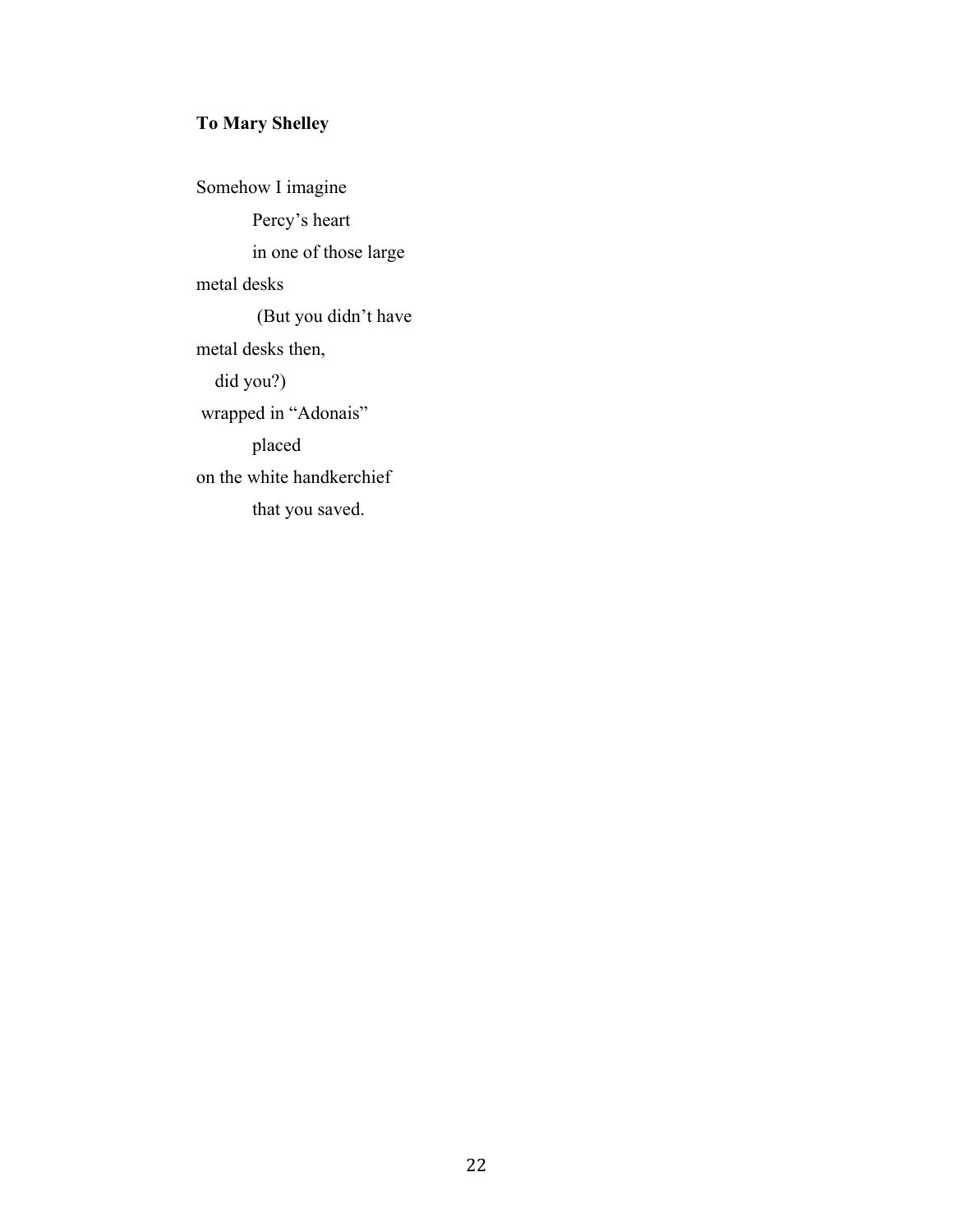**To Mary Shelley**

Somehow I imagine  
Percy's heart  
in one of those large  
metal desks  
(But you didn't have  
metal desks then,  
did you?)  
wrapped in "Adonais"  
placed  
on the white handkerchief  
that you saved.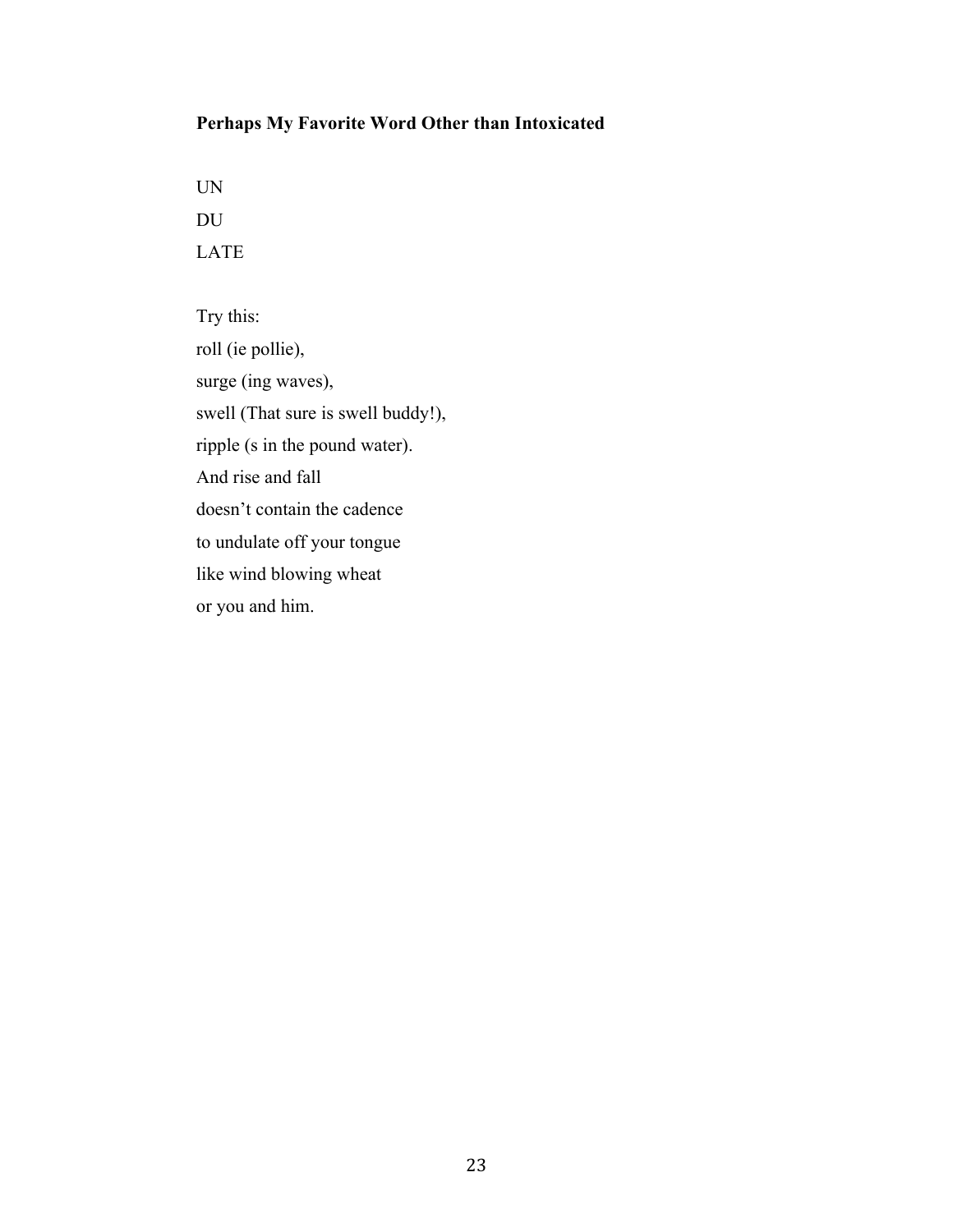**Perhaps My Favorite Word Other than Intoxicated**

UN  
DU  
LATE

Try this:  
roll (ie pollie),  
surge (ing waves),  
swell (That sure is swell buddy!),  
ripple (s in the pound water).  
And rise and fall  
doesn't contain the cadence  
to undulate off your tongue  
like wind blowing wheat  
or you and him.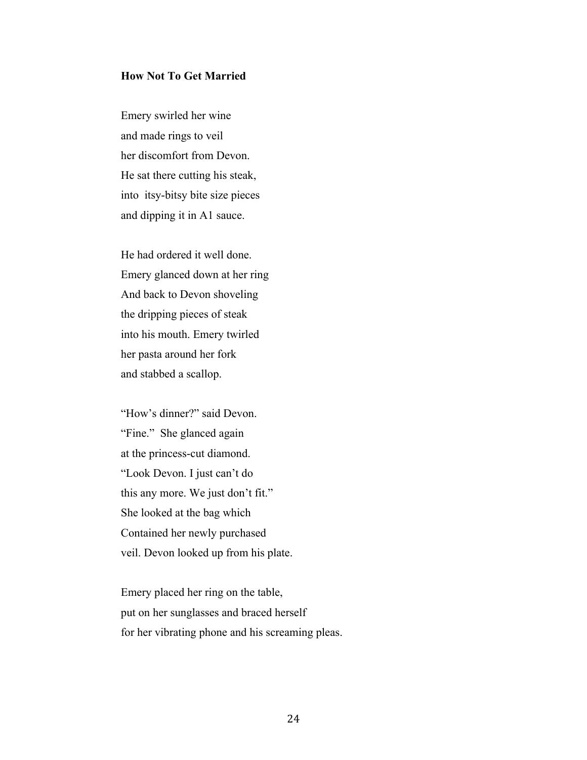**How Not To Get Married**

Emery swirled her wine  
and made rings to veil  
her discomfort from Devon.  
He sat there cutting his steak,  
into  itsy-bitsy bite size pieces  
and dipping it in A1 sauce.

He had ordered it well done.  
Emery glanced down at her ring  
And back to Devon shoveling  
the dripping pieces of steak  
into his mouth. Emery twirled  
her pasta around her fork  
and stabbed a scallop.

"How's dinner?" said Devon.  
"Fine."  She glanced again  
at the princess-cut diamond.  
"Look Devon. I just can't do  
this any more. We just don't fit."  
She looked at the bag which  
Contained her newly purchased  
veil. Devon looked up from his plate.

Emery placed her ring on the table,  
put on her sunglasses and braced herself  
for her vibrating phone and his screaming pleas.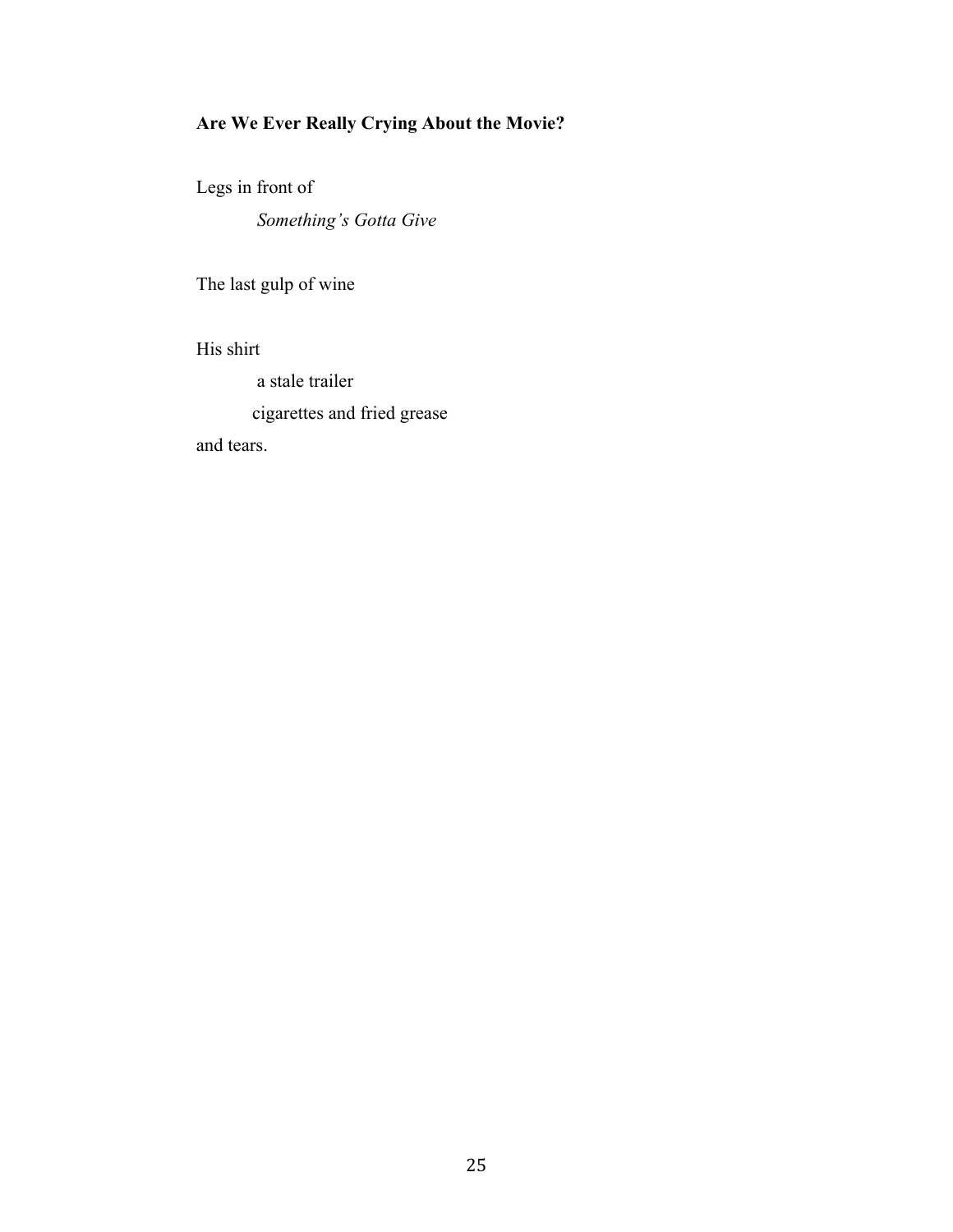**Are We Ever Really Crying About the Movie?**

Legs in front of

*Something's Gotta Give*

The last gulp of wine

His shirt

a stale trailer

cigarettes and fried grease

and tears.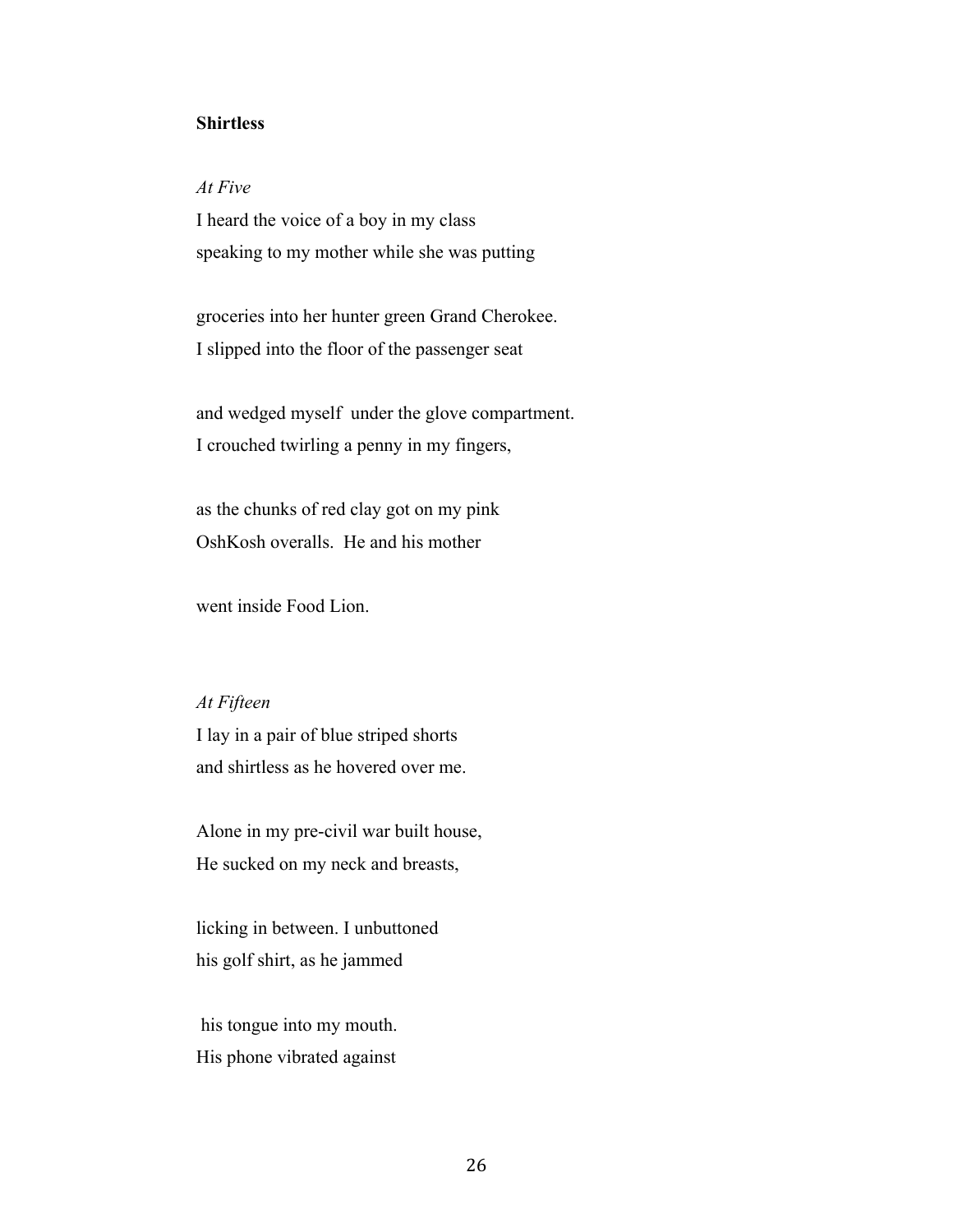**Shirtless**

*At Five*

I heard the voice of a boy in my class
speaking to my mother while she was putting

groceries into her hunter green Grand Cherokee.
I slipped into the floor of the passenger seat

and wedged myself under the glove compartment.
I crouched twirling a penny in my fingers,

as the chunks of red clay got on my pink
OshKosh overalls. He and his mother

went inside Food Lion.

*At Fifteen*

I lay in a pair of blue striped shorts
and shirtless as he hovered over me.

Alone in my pre-civil war built house,
He sucked on my neck and breasts,

licking in between. I unbuttoned
his golf shirt, as he jammed

his tongue into my mouth.
His phone vibrated against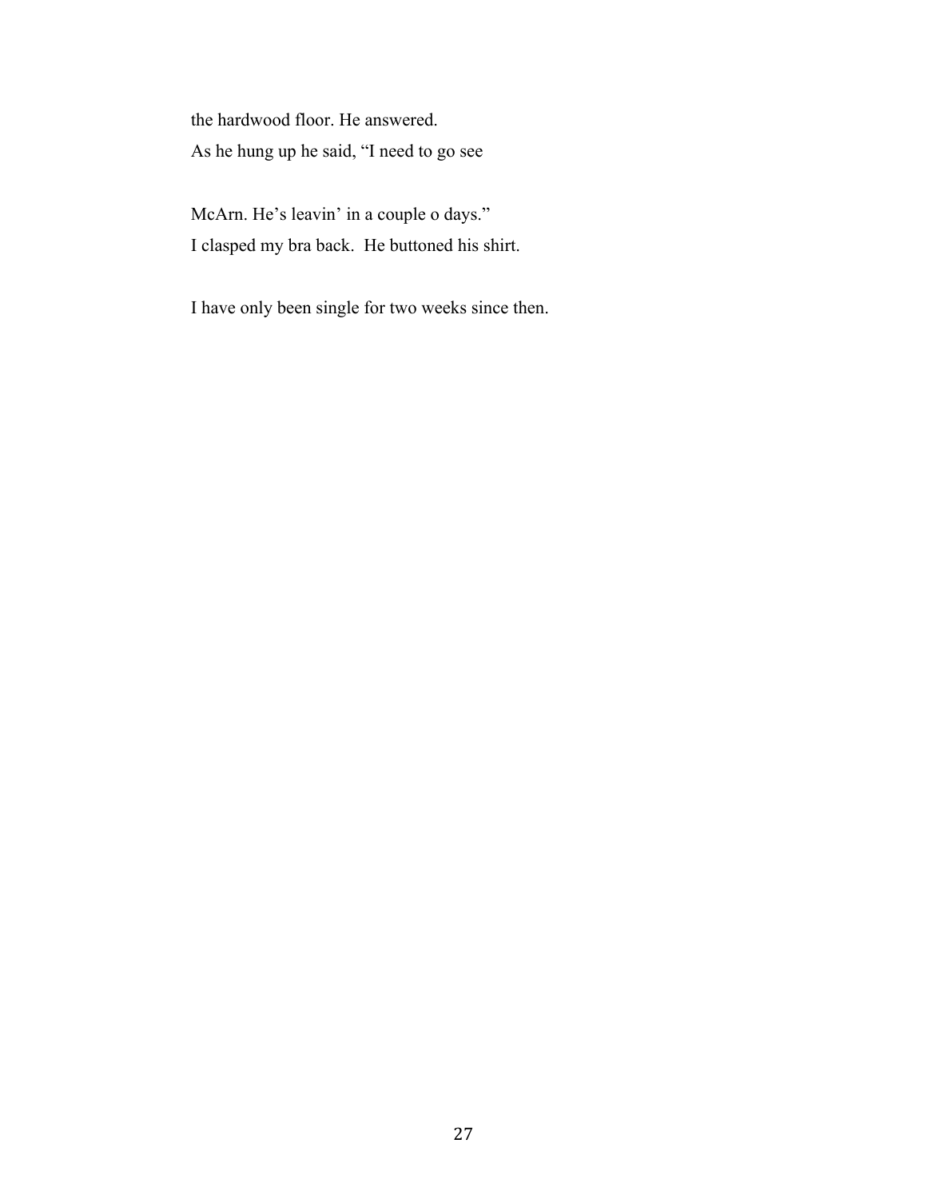the hardwood floor. He answered.
As he hung up he said, "I need to go see

McArn. He's leavin' in a couple o days."
I clasped my bra back. He buttoned his shirt.

I have only been single for two weeks since then.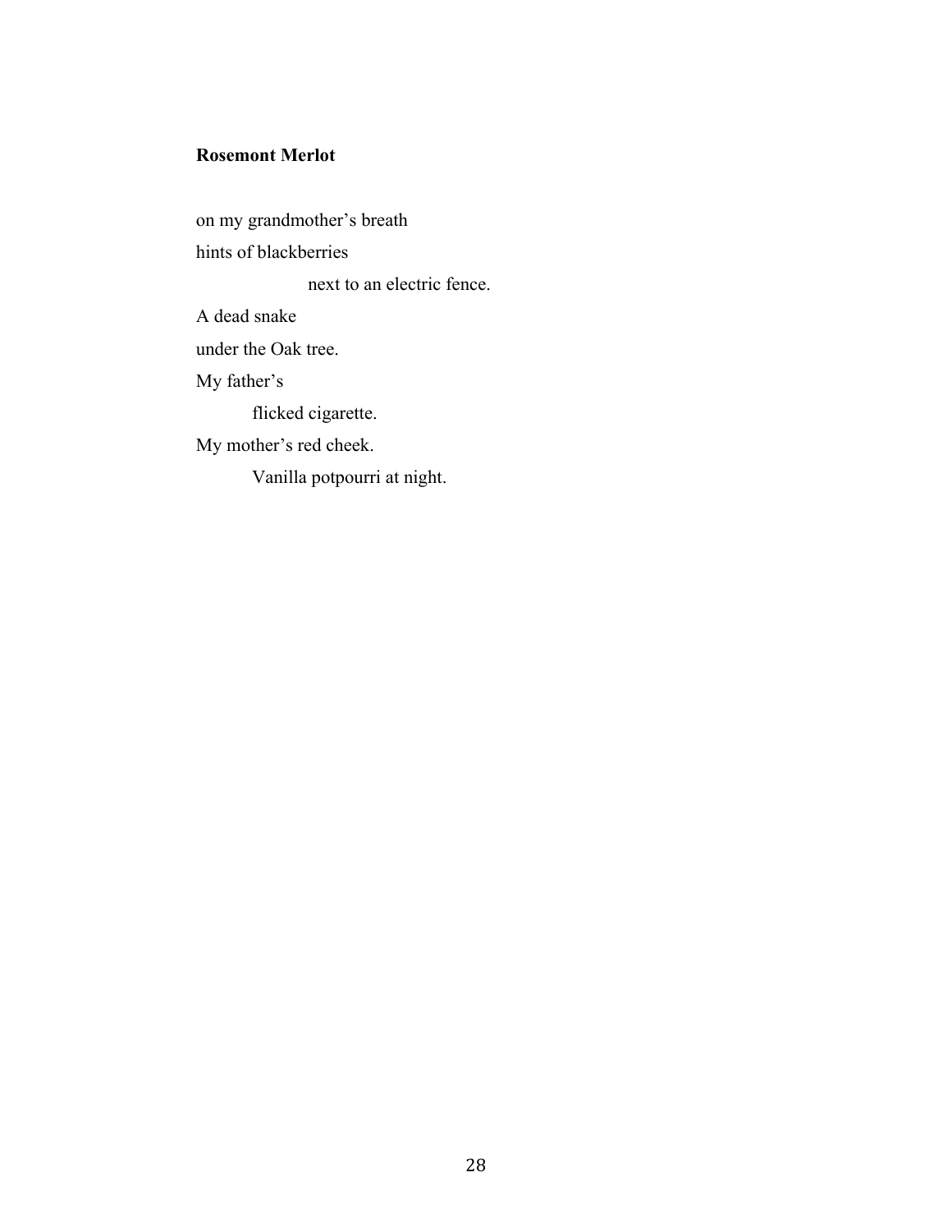**Rosemont Merlot**

on my grandmother's breath

hints of blackberries

&nbsp;&nbsp;&nbsp;&nbsp;&nbsp;&nbsp;&nbsp;&nbsp;&nbsp;&nbsp;&nbsp;&nbsp;&nbsp;&nbsp;&nbsp;&nbsp;&nbsp;&nbsp;next to an electric fence.

A dead snake

under the Oak tree.

My father's

&nbsp;&nbsp;&nbsp;&nbsp;&nbsp;&nbsp;&nbsp;&nbsp;&nbsp;flicked cigarette.

My mother's red cheek.

&nbsp;&nbsp;&nbsp;&nbsp;&nbsp;&nbsp;&nbsp;&nbsp;&nbsp;Vanilla potpourri at night.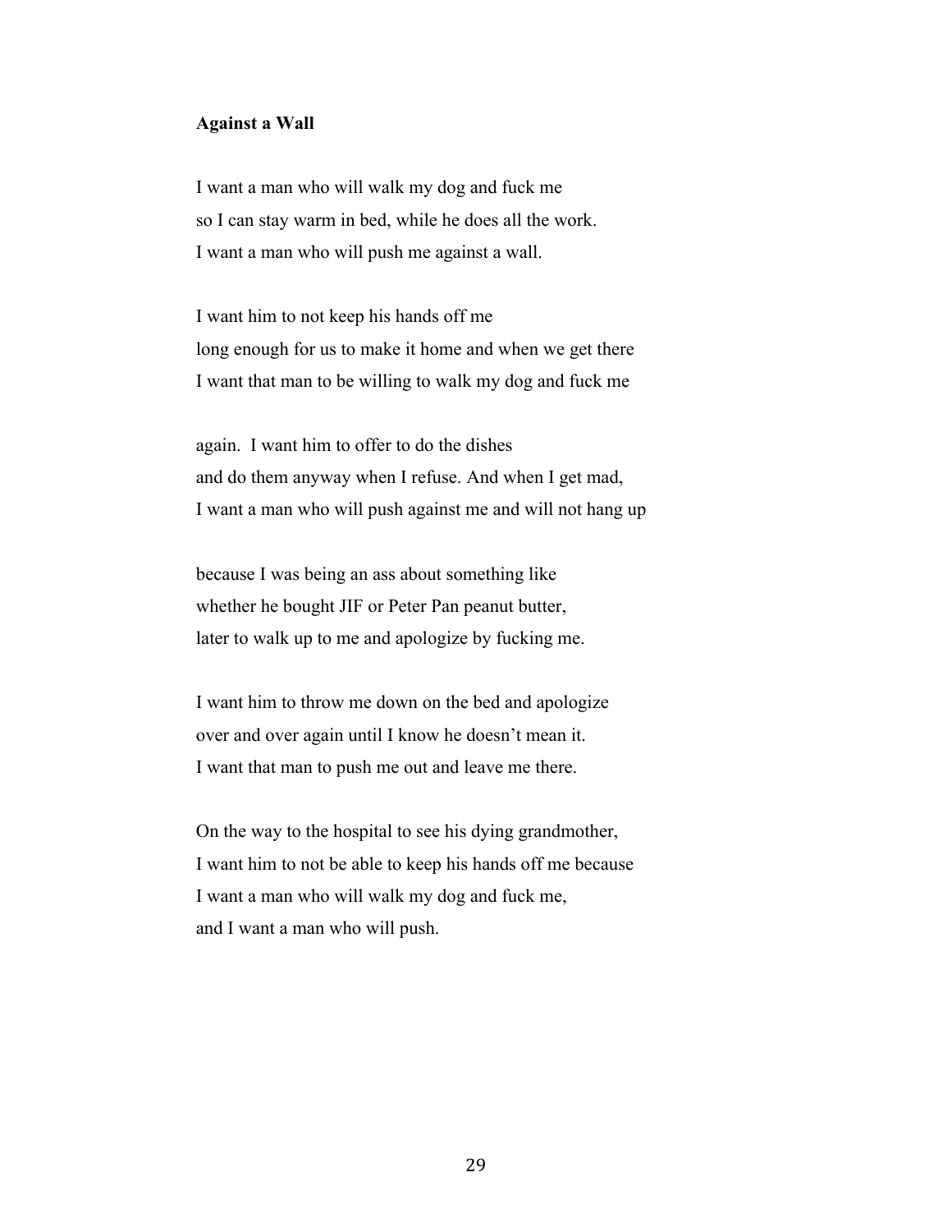**Against a Wall**

I want a man who will walk my dog and fuck me
so I can stay warm in bed, while he does all the work.
I want a man who will push me against a wall.

I want him to not keep his hands off me
long enough for us to make it home and when we get there
I want that man to be willing to walk my dog and fuck me

again. I want him to offer to do the dishes
and do them anyway when I refuse. And when I get mad,
I want a man who will push against me and will not hang up

because I was being an ass about something like
whether he bought JIF or Peter Pan peanut butter,
later to walk up to me and apologize by fucking me.

I want him to throw me down on the bed and apologize
over and over again until I know he doesn't mean it.
I want that man to push me out and leave me there.

On the way to the hospital to see his dying grandmother,
I want him to not be able to keep his hands off me because
I want a man who will walk my dog and fuck me,
and I want a man who will push.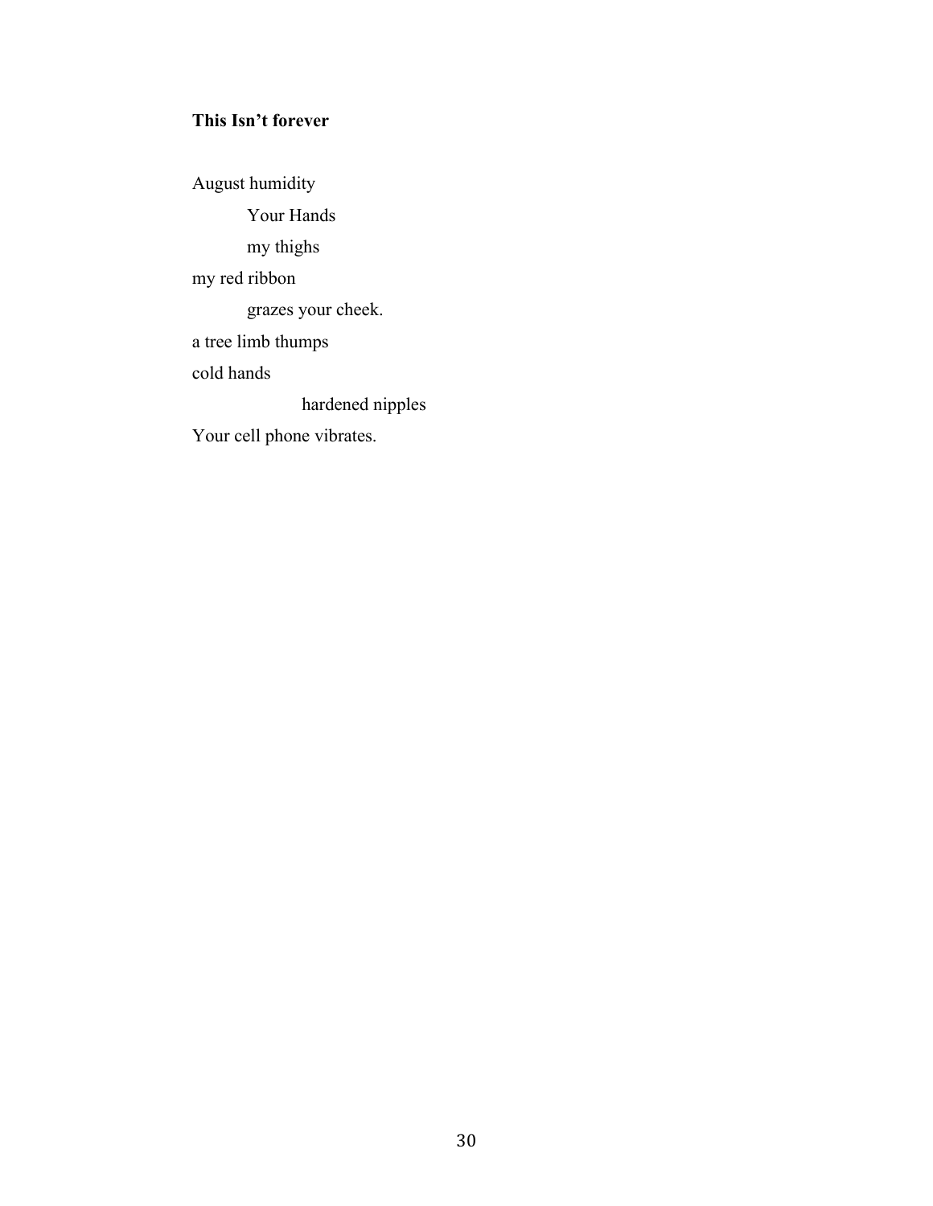**This Isn't forever**

August humidity  
&emsp;&emsp;&emsp;Your Hands  
&emsp;&emsp;&emsp;my thighs  
my red ribbon  
&emsp;&emsp;&emsp;grazes your cheek.  
a tree limb thumps  
cold hands  
&emsp;&emsp;&emsp;&emsp;&emsp;&emsp;hardened nipples  
Your cell phone vibrates.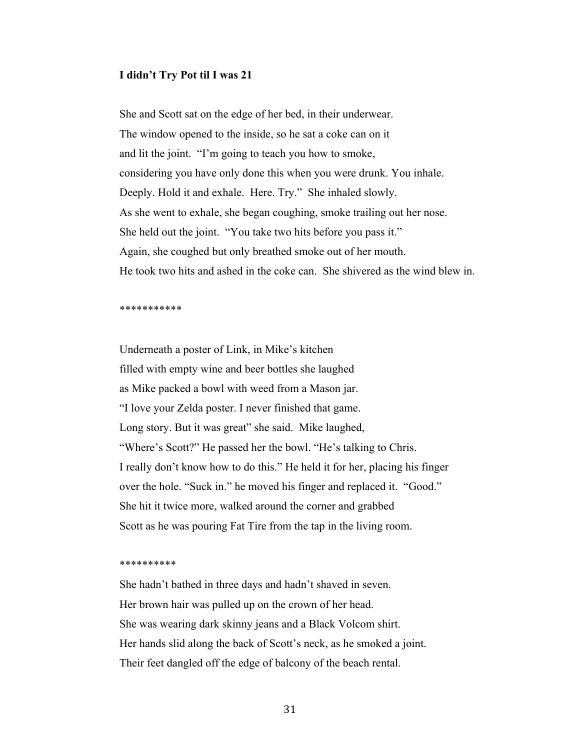**I didn't Try Pot til I was 21**

She and Scott sat on the edge of her bed, in their underwear.  
The window opened to the inside, so he sat a coke can on it  
and lit the joint.  "I'm going to teach you how to smoke,  
considering you have only done this when you were drunk. You inhale.  
Deeply. Hold it and exhale.  Here. Try."  She inhaled slowly.  
As she went to exhale, she began coughing, smoke trailing out her nose.  
She held out the joint.  "You take two hits before you pass it."  
Again, she coughed but only breathed smoke out of her mouth.  
He took two hits and ashed in the coke can.  She shivered as the wind blew in.

***********

Underneath a poster of Link, in Mike's kitchen  
filled with empty wine and beer bottles she laughed  
as Mike packed a bowl with weed from a Mason jar.  
"I love your Zelda poster. I never finished that game.  
Long story. But it was great" she said.  Mike laughed,  
"Where's Scott?" He passed her the bowl. "He's talking to Chris.  
I really don't know how to do this." He held it for her, placing his finger  
over the hole. "Suck in." he moved his finger and replaced it.  "Good."  
She hit it twice more, walked around the corner and grabbed  
Scott as he was pouring Fat Tire from the tap in the living room.

**********

She hadn't bathed in three days and hadn't shaved in seven.  
Her brown hair was pulled up on the crown of her head.  
She was wearing dark skinny jeans and a Black Volcom shirt.  
Her hands slid along the back of Scott's neck, as he smoked a joint.  
Their feet dangled off the edge of balcony of the beach rental.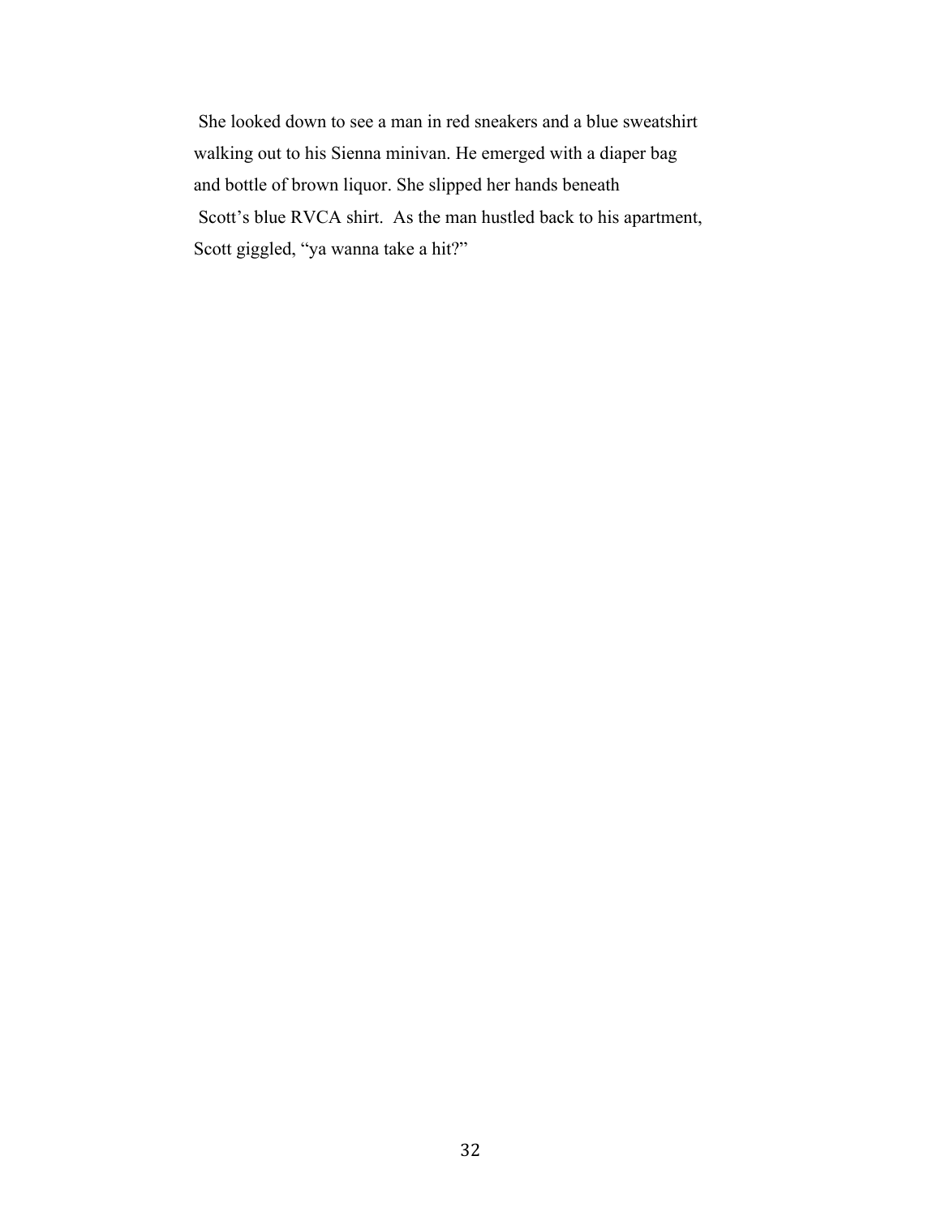She looked down to see a man in red sneakers and a blue sweatshirt walking out to his Sienna minivan. He emerged with a diaper bag and bottle of brown liquor. She slipped her hands beneath Scott's blue RVCA shirt. As the man hustled back to his apartment, Scott giggled, "ya wanna take a hit?"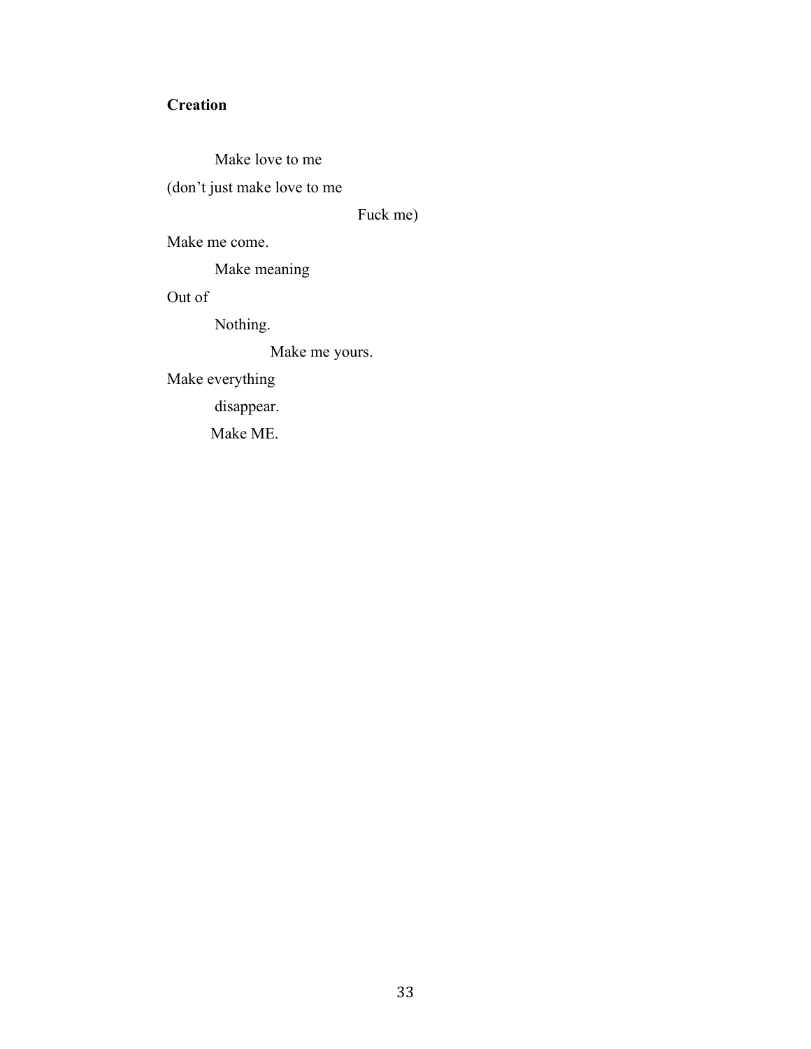**Creation**

Make love to me

(don't just make love to me

Fuck me)

Make me come.

Make meaning

Out of

Nothing.

Make me yours.

Make everything

disappear.

Make ME.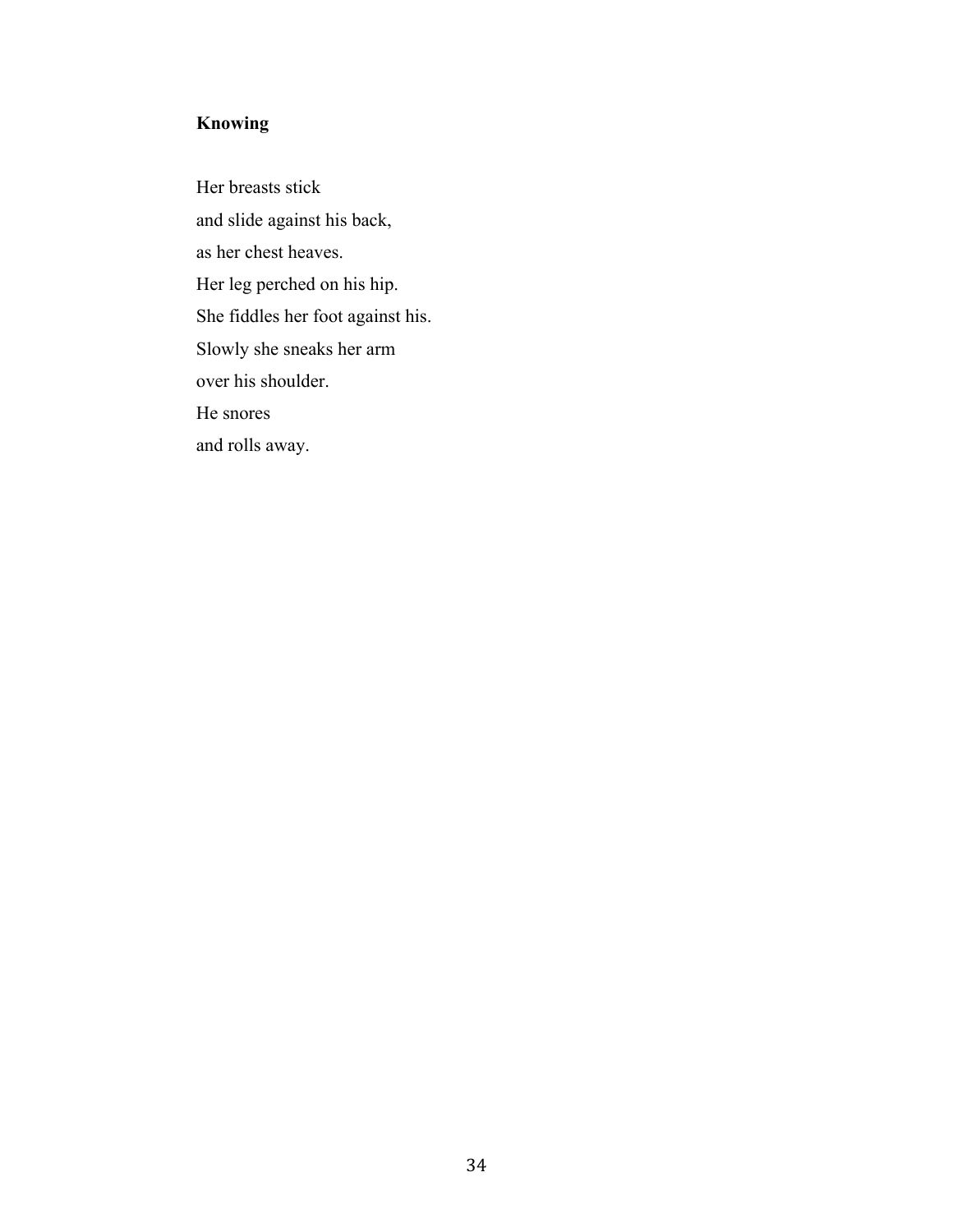**Knowing**

Her breasts stick  
and slide against his back,  
as her chest heaves.  
Her leg perched on his hip.  
She fiddles her foot against his.  
Slowly she sneaks her arm  
over his shoulder.  
He snores  
and rolls away.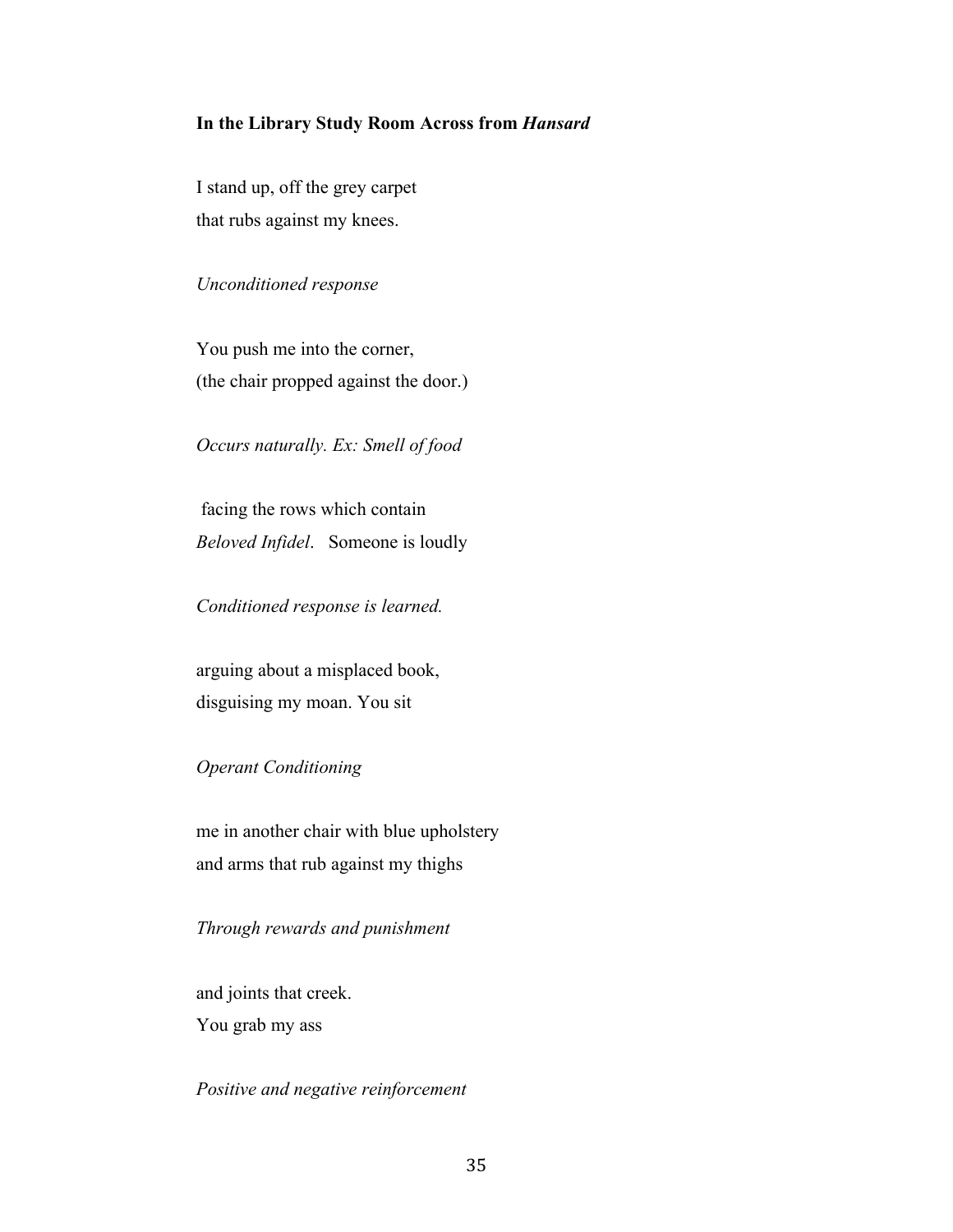**In the Library Study Room Across from *Hansard***

I stand up, off the grey carpet
that rubs against my knees.

*Unconditioned response*

You push me into the corner,
(the chair propped against the door.)

*Occurs naturally. Ex: Smell of food*

facing the rows which contain
*Beloved Infidel*. Someone is loudly

*Conditioned response is learned.*

arguing about a misplaced book,
disguising my moan. You sit

*Operant Conditioning*

me in another chair with blue upholstery
and arms that rub against my thighs

*Through rewards and punishment*

and joints that creek.
You grab my ass

*Positive and negative reinforcement*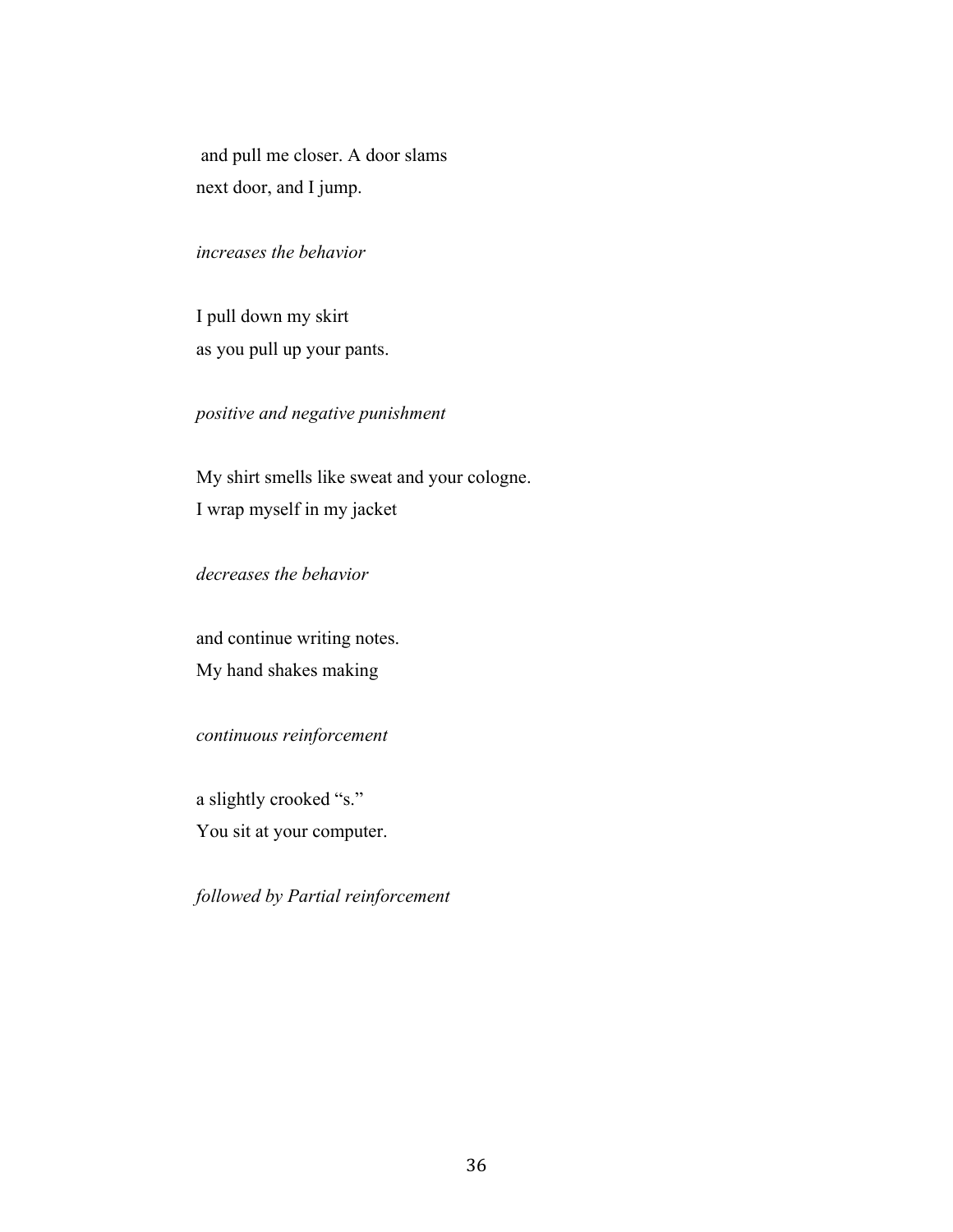and pull me closer. A door slams
next door, and I jump.

*increases the behavior*

I pull down my skirt
as you pull up your pants.

*positive and negative punishment*

My shirt smells like sweat and your cologne.
I wrap myself in my jacket

*decreases the behavior*

and continue writing notes.
My hand shakes making

*continuous reinforcement*

a slightly crooked "s."
You sit at your computer.

*followed by Partial reinforcement*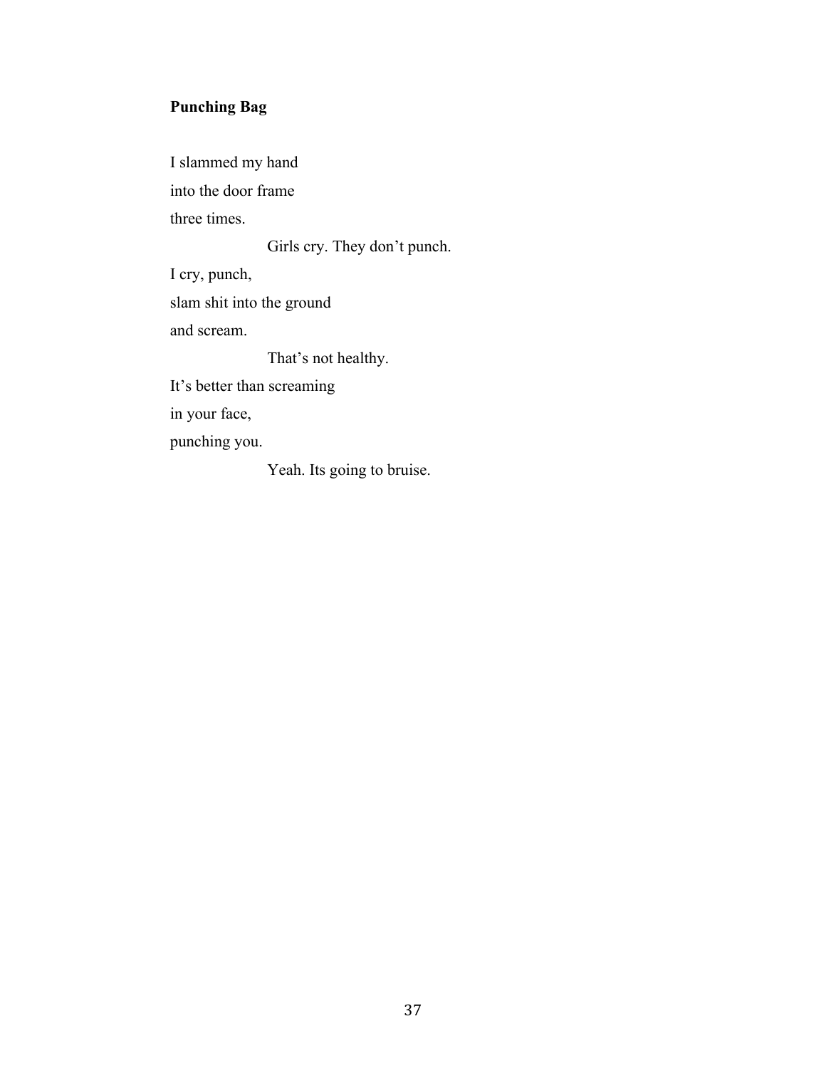**Punching Bag**

I slammed my hand
into the door frame
three times.

                    Girls cry. They don't punch.

I cry, punch,
slam shit into the ground
and scream.

                    That's not healthy.

It's better than screaming
in your face,
punching you.

                    Yeah. Its going to bruise.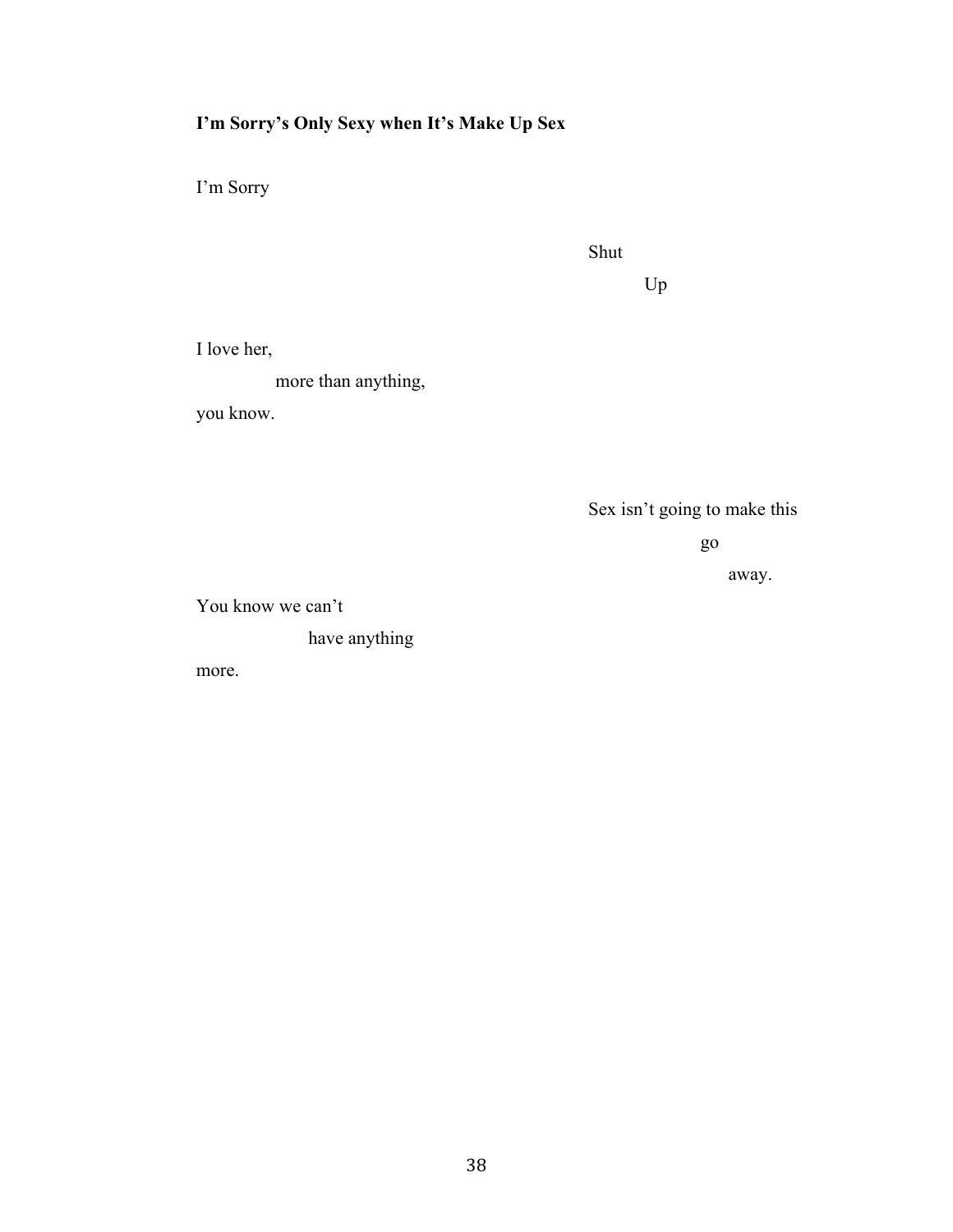**I'm Sorry's Only Sexy when It's Make Up Sex**

I'm Sorry

Shut

Up

I love her,

more than anything,

you know.

Sex isn't going to make this

go

away.

You know we can't

have anything

more.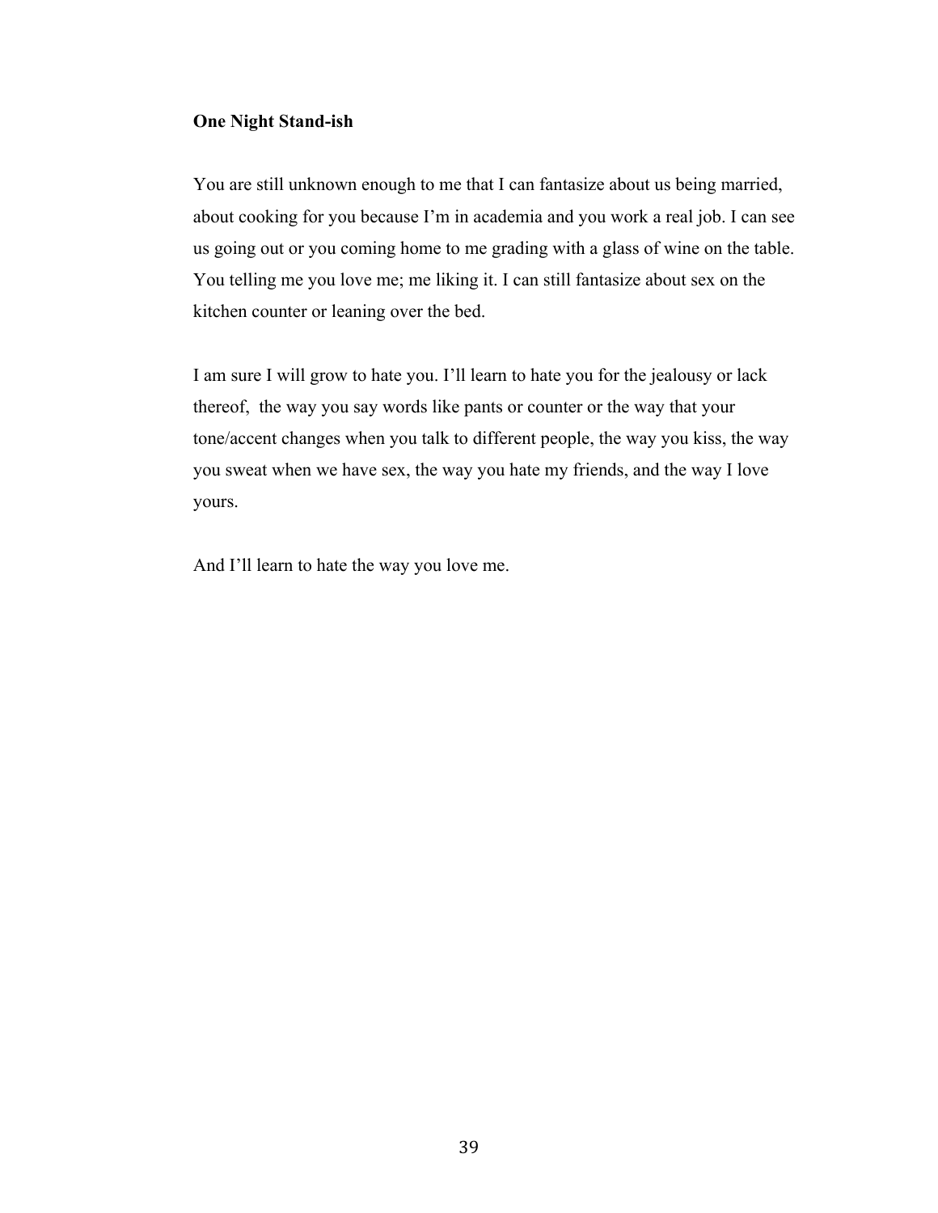**One Night Stand-ish**

You are still unknown enough to me that I can fantasize about us being married, about cooking for you because I'm in academia and you work a real job. I can see us going out or you coming home to me grading with a glass of wine on the table. You telling me you love me; me liking it. I can still fantasize about sex on the kitchen counter or leaning over the bed.

I am sure I will grow to hate you. I'll learn to hate you for the jealousy or lack thereof,  the way you say words like pants or counter or the way that your tone/accent changes when you talk to different people, the way you kiss, the way you sweat when we have sex, the way you hate my friends, and the way I love yours.

And I'll learn to hate the way you love me.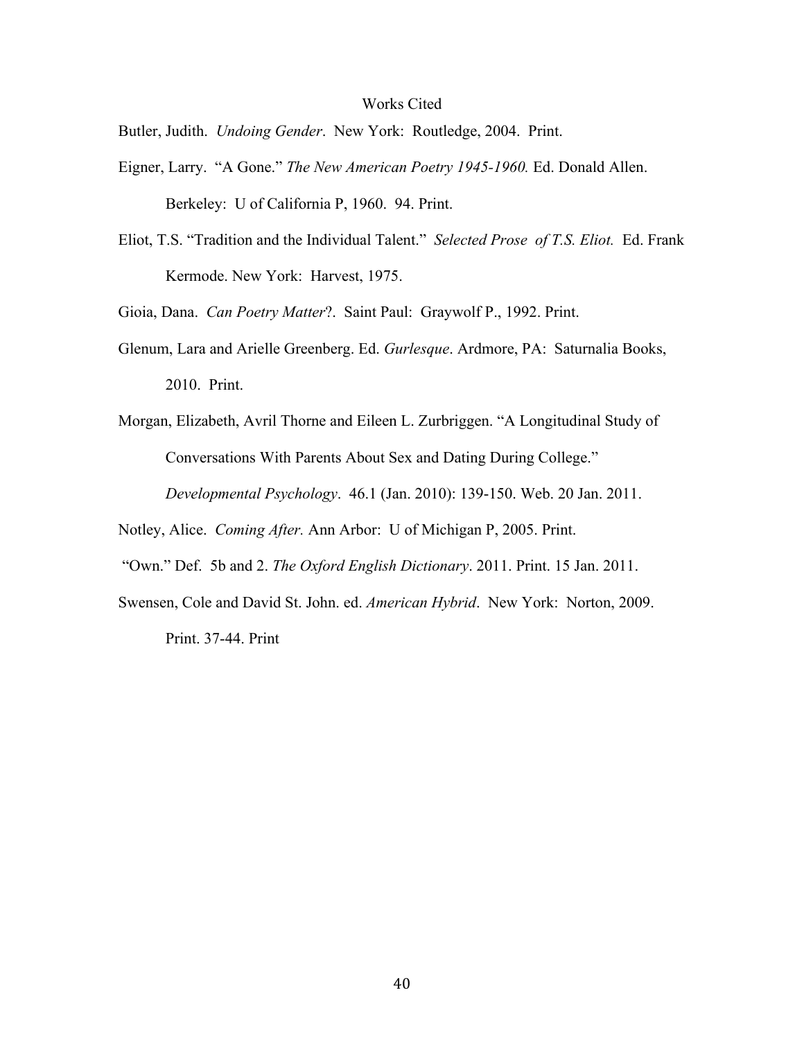# Works Cited

Butler, Judith. *Undoing Gender*. New York: Routledge, 2004. Print.

Eigner, Larry. "A Gone." *The New American Poetry 1945-1960.* Ed. Donald Allen. Berkeley: U of California P, 1960. 94. Print.

Eliot, T.S. "Tradition and the Individual Talent." *Selected Prose of T.S. Eliot.* Ed. Frank Kermode. New York: Harvest, 1975.

Gioia, Dana. *Can Poetry Matter*?. Saint Paul: Graywolf P., 1992. Print.

Glenum, Lara and Arielle Greenberg. Ed. *Gurlesque*. Ardmore, PA: Saturnalia Books, 2010. Print.

Morgan, Elizabeth, Avril Thorne and Eileen L. Zurbriggen. "A Longitudinal Study of Conversations With Parents About Sex and Dating During College." *Developmental Psychology*. 46.1 (Jan. 2010): 139-150. Web. 20 Jan. 2011.

Notley, Alice. *Coming After.* Ann Arbor: U of Michigan P, 2005. Print.

"Own." Def. 5b and 2. *The Oxford English Dictionary*. 2011. Print. 15 Jan. 2011.

Swensen, Cole and David St. John. ed. *American Hybrid*. New York: Norton, 2009. Print. 37-44. Print